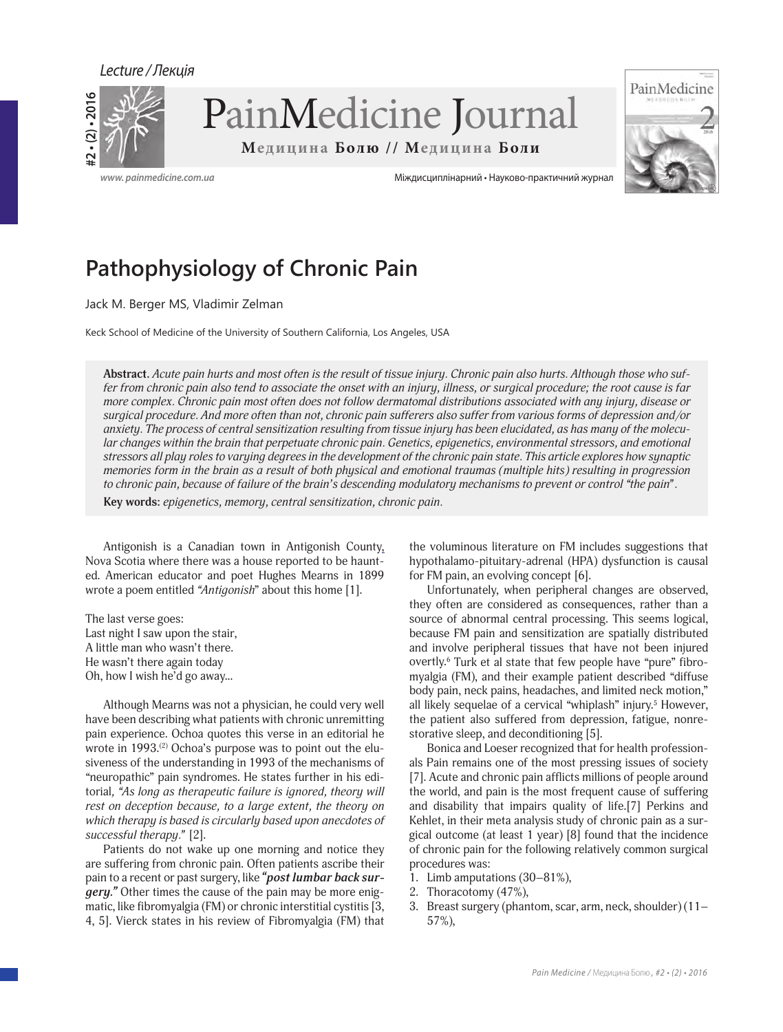Lecture / Лекція

# Pathophysiology of Chronic Pain

Jack M. Berger MS, Vladimir Zelman

Keck School of Medicine of the University of Southern California, Los Angeles, USA

**Abstract.** *Acute pain hurts and most often is the result of tissue injury. Chronic pain also hurts. Although those who suffer from chronic pain also tend to associate the onset with an injury, illness, or surgical procedure; the root cause is far more complex. Chronic pain most often does not follow dermatomal distributions associated with any injury, disease or surgical procedure. And more often than not, chronic pain sufferers also suffer from various forms of depression and/or anxiety. The process of central sensitization resulting from tissue injury has been elucidated, as has many of the molecular changes within the brain that perpetuate chronic pain. Genetics, epigenetics, environmental stressors, and emotional stressors all play roles to varying degrees in the development of the chronic pain state. This article explores how synaptic memories form in the brain as a result of both physical and emotional traumas (multiple hits) resulting in progression to chronic pain, because of failure of the brain's descending modulatory mechanisms to prevent or control "the pain".*

**Key words:** *epigenetics, memory, central sensitization, chronic pain.*

Antigonish is a Canadian town in Antigonish County, Nova Scotia where there was a house reported to be haunted. American educator and poet Hughes Mearns in 1899 wrote a poem entitled *"Antigonish"* about this home [1].

The last verse goes:
Last night I saw upon the stair,
A little man who wasn't there.
He wasn't there again today
Oh, how I wish he'd go away...

Although Mearns was not a physician, he could very well have been describing what patients with chronic unremitting pain experience. Ochoa quotes this verse in an editorial he wrote in 1993.[2] Ochoa's purpose was to point out the elusiveness of the understanding in 1993 of the mechanisms of "neuropathic" pain syndromes. He states further in his editorial, *"As long as therapeutic failure is ignored, theory will rest on deception because, to a large extent, the theory on which therapy is based is circularly based upon anecdotes of successful therapy."* [2].

Patients do not wake up one morning and notice they are suffering from chronic pain. Often patients ascribe their pain to a recent or past surgery, like ***"post lumbar back surgery."*** Other times the cause of the pain may be more enigmatic, like fibromyalgia (FM) or chronic interstitial cystitis [3, 4, 5]. Vierck states in his review of Fibromyalgia (FM) that the voluminous literature on FM includes suggestions that hypothalamo-pituitary-adrenal (HPA) dysfunction is causal for FM pain, an evolving concept [6].

Unfortunately, when peripheral changes are observed, they often are considered as consequences, rather than a source of abnormal central processing. This seems logical, because FM pain and sensitization are spatially distributed and involve peripheral tissues that have not been injured overtly.[6] Turk et al state that few people have "pure" fibromyalgia (FM), and their example patient described "diffuse body pain, neck pains, headaches, and limited neck motion," all likely sequelae of a cervical "whiplash" injury.[5] However, the patient also suffered from depression, fatigue, nonrestorative sleep, and deconditioning [5].

Bonica and Loeser recognized that for health professionals Pain remains one of the most pressing issues of society [7]. Acute and chronic pain afflicts millions of people around the world, and pain is the most frequent cause of suffering and disability that impairs quality of life.[7] Perkins and Kehlet, in their meta analysis study of chronic pain as a surgical outcome (at least 1 year) [8] found that the incidence of chronic pain for the following relatively common surgical procedures was:

1. Limb amputations (30–81%),
2. Thoracotomy (47%),
3. Breast surgery (phantom, scar, arm, neck, shoulder) (11–57%),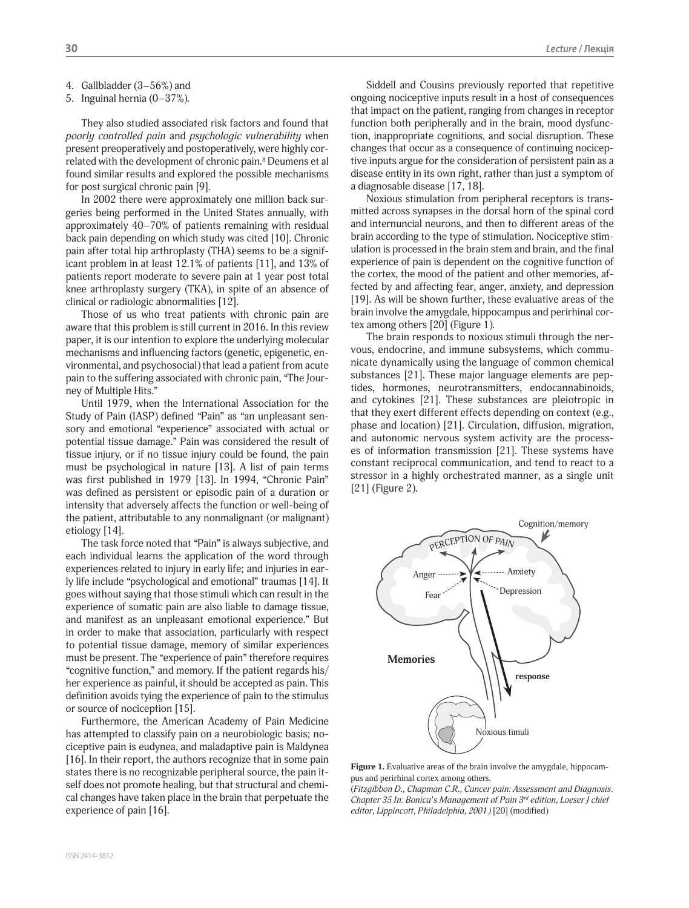4. Gallbladder (3–56%) and
5. Inguinal hernia (0–37%).

They also studied associated risk factors and found that *poorly controlled pain* and *psychologic vulnerability* when present preoperatively and postoperatively, were highly correlated with the development of chronic pain.[8] Deumens et al found similar results and explored the possible mechanisms for post surgical chronic pain [9].

In 2002 there were approximately one million back surgeries being performed in the United States annually, with approximately 40–70% of patients remaining with residual back pain depending on which study was cited [10]. Chronic pain after total hip arthroplasty (THA) seems to be a significant problem in at least 12.1% of patients [11], and 13% of patients report moderate to severe pain at 1 year post total knee arthroplasty surgery (TKA), in spite of an absence of clinical or radiologic abnormalities [12].

Those of us who treat patients with chronic pain are aware that this problem is still current in 2016. In this review paper, it is our intention to explore the underlying molecular mechanisms and influencing factors (genetic, epigenetic, environmental, and psychosocial) that lead a patient from acute pain to the suffering associated with chronic pain, "The Journey of Multiple Hits."

Until 1979, when the International Association for the Study of Pain (IASP) defined "Pain" as "an unpleasant sensory and emotional "experience" associated with actual or potential tissue damage." Pain was considered the result of tissue injury, or if no tissue injury could be found, the pain must be psychological in nature [13]. A list of pain terms was first published in 1979 [13]. In 1994, "Chronic Pain" was defined as persistent or episodic pain of a duration or intensity that adversely affects the function or well-being of the patient, attributable to any nonmalignant (or malignant) etiology [14].

The task force noted that "Pain" is always subjective, and each individual learns the application of the word through experiences related to injury in early life; and injuries in early life include "psychological and emotional" traumas [14]. It goes without saying that those stimuli which can result in the experience of somatic pain are also liable to damage tissue, and manifest as an unpleasant emotional experience." But in order to make that association, particularly with respect to potential tissue damage, memory of similar experiences must be present. The "experience of pain" therefore requires "cognitive function," and memory. If the patient regards his/her experience as painful, it should be accepted as pain. This definition avoids tying the experience of pain to the stimulus or source of nociception [15].

Furthermore, the American Academy of Pain Medicine has attempted to classify pain on a neurobiologic basis; nociceptive pain is eudynea, and maladaptive pain is Maldynea [16]. In their report, the authors recognize that in some pain states there is no recognizable peripheral source, the pain itself does not promote healing, but that structural and chemical changes have taken place in the brain that perpetuate the experience of pain [16].

Siddell and Cousins previously reported that repetitive ongoing nociceptive inputs result in a host of consequences that impact on the patient, ranging from changes in receptor function both peripherally and in the brain, mood dysfunction, inappropriate cognitions, and social disruption. These changes that occur as a consequence of continuing nociceptive inputs argue for the consideration of persistent pain as a disease entity in its own right, rather than just a symptom of a diagnosable disease [17, 18].

Noxious stimulation from peripheral receptors is transmitted across synapses in the dorsal horn of the spinal cord and internuncial neurons, and then to different areas of the brain according to the type of stimulation. Nociceptive stimulation is processed in the brain stem and brain, and the final experience of pain is dependent on the cognitive function of the cortex, the mood of the patient and other memories, affected by and affecting fear, anger, anxiety, and depression [19]. As will be shown further, these evaluative areas of the brain involve the amygdale, hippocampus and perirhinal cortex among others [20] (Figure 1).

The brain responds to noxious stimuli through the nervous, endocrine, and immune subsystems, which communicate dynamically using the language of common chemical substances [21]. These major language elements are peptides, hormones, neurotransmitters, endocannabinoids, and cytokines [21]. These substances are pleiotropic in that they exert different effects depending on context (e.g., phase and location) [21]. Circulation, diffusion, migration, and autonomic nervous system activity are the processes of information transmission [21]. These systems have constant reciprocal communication, and tend to react to a stressor in a highly orchestrated manner, as a single unit [21] (Figure 2).

**Figure 1.** Evaluative areas of the brain involve the amygdale, hippocampus and perirhinal cortex among others.
(*Fitzgibbon D., Chapman C.R., Cancer pain: Assessment and Diagnosis. Chapter 35 In: Bonica's Management of Pain 3rd edition, Loeser J chief editor, Lippincott, Philadelphia, 2001)* [20] (modified)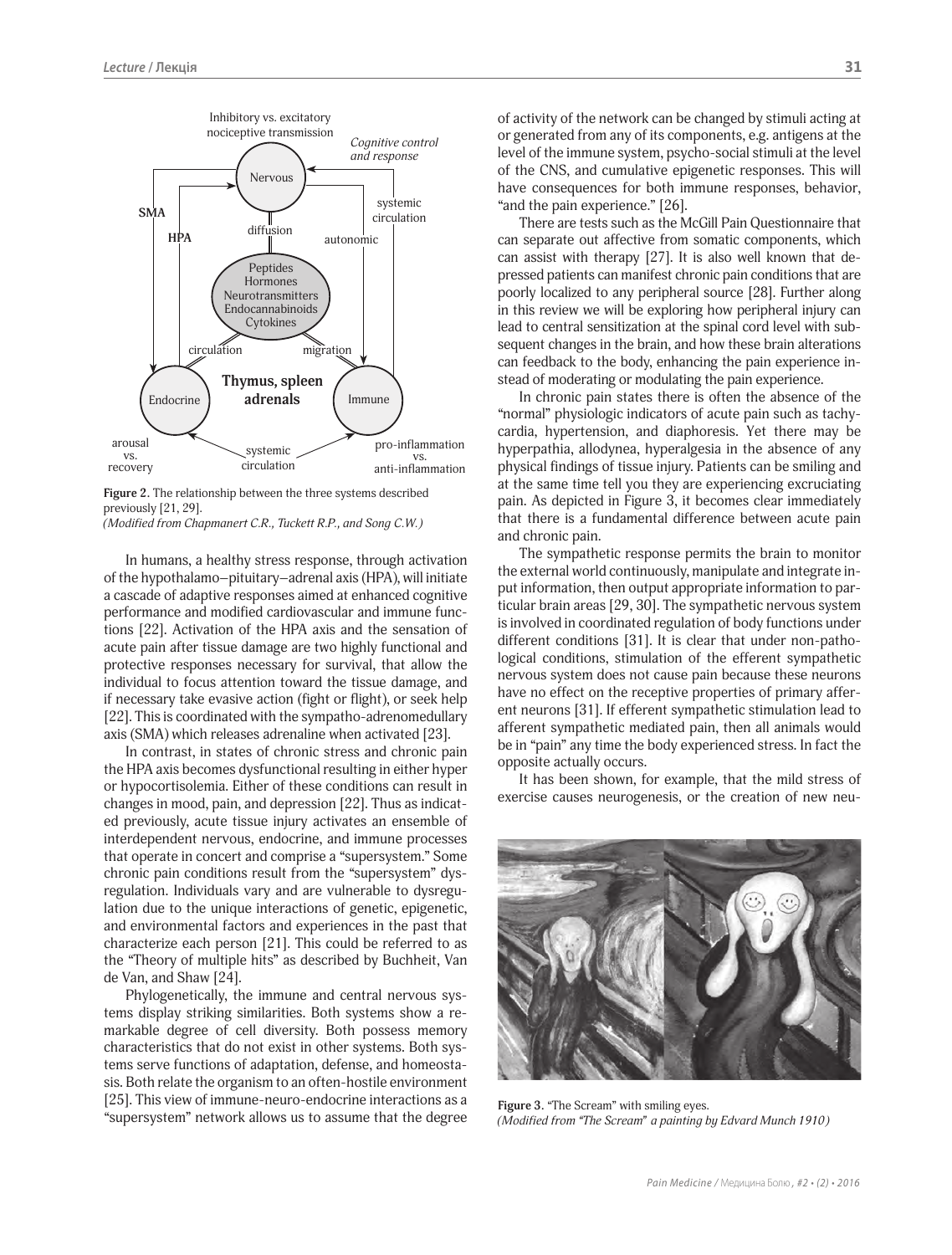Figure 2. The relationship between the three systems described previously [21, 29].
*(Modified from Chapmanert C.R., Tuckett R.P., and Song C.W.)*

In humans, a healthy stress response, through activation of the hypothalamo–pituitary–adrenal axis (HPA), will initiate a cascade of adaptive responses aimed at enhanced cognitive performance and modified cardiovascular and immune functions [22]. Activation of the HPA axis and the sensation of acute pain after tissue damage are two highly functional and protective responses necessary for survival, that allow the individual to focus attention toward the tissue damage, and if necessary take evasive action (fight or flight), or seek help [22]. This is coordinated with the sympatho-adrenomedullary axis (SMA) which releases adrenaline when activated [23].

In contrast, in states of chronic stress and chronic pain the HPA axis becomes dysfunctional resulting in either hyper or hypocortisolemia. Either of these conditions can result in changes in mood, pain, and depression [22]. Thus as indicated previously, acute tissue injury activates an ensemble of interdependent nervous, endocrine, and immune processes that operate in concert and comprise a "supersystem." Some chronic pain conditions result from the "supersystem" dysregulation. Individuals vary and are vulnerable to dysregulation due to the unique interactions of genetic, epigenetic, and environmental factors and experiences in the past that characterize each person [21]. This could be referred to as the "Theory of multiple hits" as described by Buchheit, Van de Van, and Shaw [24].

Phylogenetically, the immune and central nervous systems display striking similarities. Both systems show a remarkable degree of cell diversity. Both possess memory characteristics that do not exist in other systems. Both systems serve functions of adaptation, defense, and homeostasis. Both relate the organism to an often-hostile environment [25]. This view of immune-neuro-endocrine interactions as a "supersystem" network allows us to assume that the degree of activity of the network can be changed by stimuli acting at or generated from any of its components, e.g. antigens at the level of the immune system, psycho-social stimuli at the level of the CNS, and cumulative epigenetic responses. This will have consequences for both immune responses, behavior, "and the pain experience." [26].

There are tests such as the McGill Pain Questionnaire that can separate out affective from somatic components, which can assist with therapy [27]. It is also well known that depressed patients can manifest chronic pain conditions that are poorly localized to any peripheral source [28]. Further along in this review we will be exploring how peripheral injury can lead to central sensitization at the spinal cord level with subsequent changes in the brain, and how these brain alterations can feedback to the body, enhancing the pain experience instead of moderating or modulating the pain experience.

In chronic pain states there is often the absence of the "normal" physiologic indicators of acute pain such as tachycardia, hypertension, and diaphoresis. Yet there may be hyperpathia, allodynea, hyperalgesia in the absence of any physical findings of tissue injury. Patients can be smiling and at the same time tell you they are experiencing excruciating pain. As depicted in Figure 3, it becomes clear immediately that there is a fundamental difference between acute pain and chronic pain.

The sympathetic response permits the brain to monitor the external world continuously, manipulate and integrate input information, then output appropriate information to particular brain areas [29, 30]. The sympathetic nervous system is involved in coordinated regulation of body functions under different conditions [31]. It is clear that under non-pathological conditions, stimulation of the efferent sympathetic nervous system does not cause pain because these neurons have no effect on the receptive properties of primary afferent neurons [31]. If efferent sympathetic stimulation lead to afferent sympathetic mediated pain, then all animals would be in "pain" any time the body experienced stress. In fact the opposite actually occurs.

It has been shown, for example, that the mild stress of exercise causes neurogenesis, or the creation of new neu-

Figure 3. "The Scream" with smiling eyes.
*(Modified from "The Scream" a painting by Edvard Munch 1910)*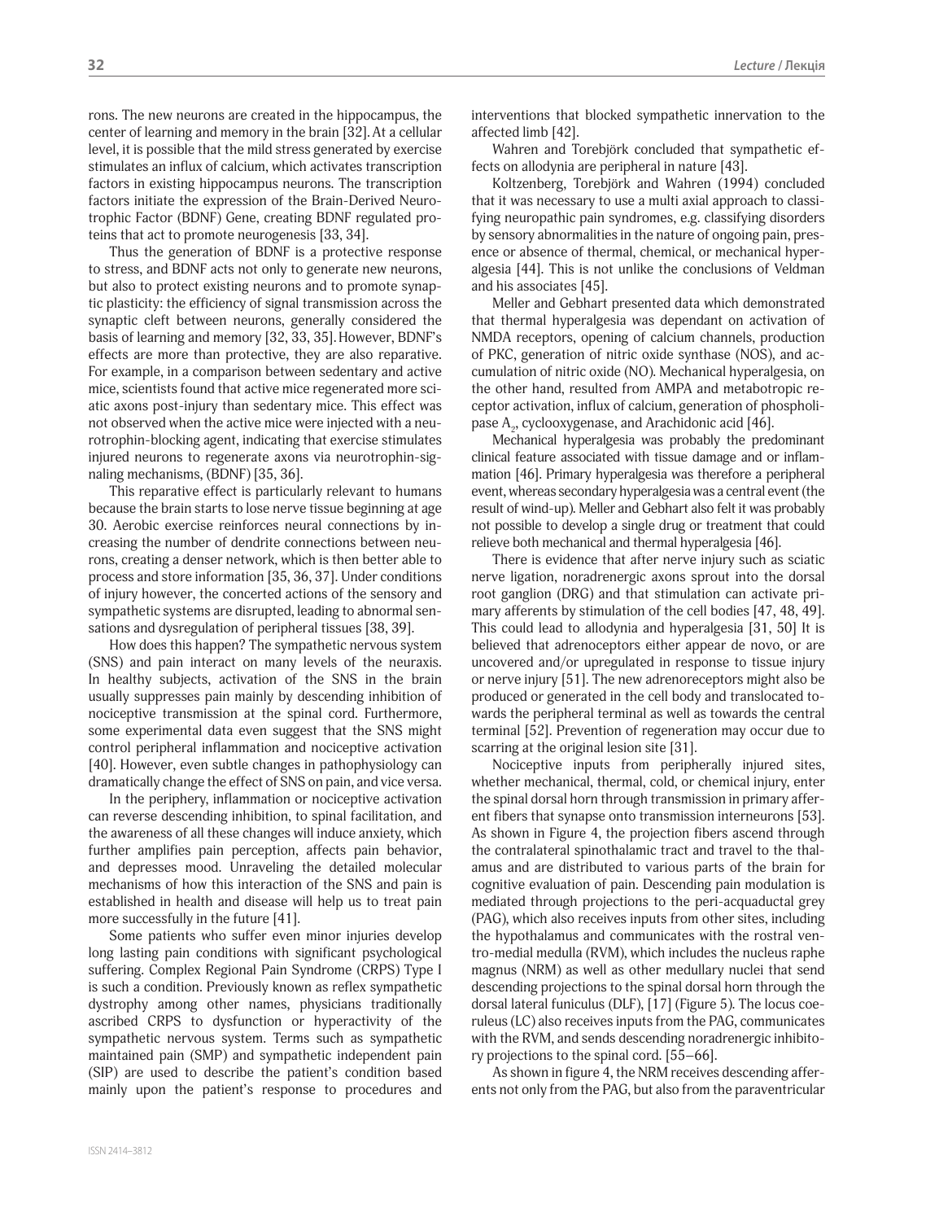rons. The new neurons are created in the hippocampus, the center of learning and memory in the brain [32]. At a cellular level, it is possible that the mild stress generated by exercise stimulates an influx of calcium, which activates transcription factors in existing hippocampus neurons. The transcription factors initiate the expression of the Brain-Derived Neurotrophic Factor (BDNF) Gene, creating BDNF regulated proteins that act to promote neurogenesis [33, 34].

Thus the generation of BDNF is a protective response to stress, and BDNF acts not only to generate new neurons, but also to protect existing neurons and to promote synaptic plasticity: the efficiency of signal transmission across the synaptic cleft between neurons, generally considered the basis of learning and memory [32, 33, 35]. However, BDNF's effects are more than protective, they are also reparative. For example, in a comparison between sedentary and active mice, scientists found that active mice regenerated more sciatic axons post-injury than sedentary mice. This effect was not observed when the active mice were injected with a neurotrophin-blocking agent, indicating that exercise stimulates injured neurons to regenerate axons via neurotrophin-signaling mechanisms, (BDNF) [35, 36].

This reparative effect is particularly relevant to humans because the brain starts to lose nerve tissue beginning at age 30. Aerobic exercise reinforces neural connections by increasing the number of dendrite connections between neurons, creating a denser network, which is then better able to process and store information [35, 36, 37]. Under conditions of injury however, the concerted actions of the sensory and sympathetic systems are disrupted, leading to abnormal sensations and dysregulation of peripheral tissues [38, 39].

How does this happen? The sympathetic nervous system (SNS) and pain interact on many levels of the neuraxis. In healthy subjects, activation of the SNS in the brain usually suppresses pain mainly by descending inhibition of nociceptive transmission at the spinal cord. Furthermore, some experimental data even suggest that the SNS might control peripheral inflammation and nociceptive activation [40]. However, even subtle changes in pathophysiology can dramatically change the effect of SNS on pain, and vice versa.

In the periphery, inflammation or nociceptive activation can reverse descending inhibition, to spinal facilitation, and the awareness of all these changes will induce anxiety, which further amplifies pain perception, affects pain behavior, and depresses mood. Unraveling the detailed molecular mechanisms of how this interaction of the SNS and pain is established in health and disease will help us to treat pain more successfully in the future [41].

Some patients who suffer even minor injuries develop long lasting pain conditions with significant psychological suffering. Complex Regional Pain Syndrome (CRPS) Type I is such a condition. Previously known as reflex sympathetic dystrophy among other names, physicians traditionally ascribed CRPS to dysfunction or hyperactivity of the sympathetic nervous system. Terms such as sympathetic maintained pain (SMP) and sympathetic independent pain (SIP) are used to describe the patient's condition based mainly upon the patient's response to procedures and interventions that blocked sympathetic innervation to the affected limb [42].

Wahren and Torebjörk concluded that sympathetic effects on allodynia are peripheral in nature [43].

Koltzenberg, Torebjörk and Wahren (1994) concluded that it was necessary to use a multi axial approach to classifying neuropathic pain syndromes, e.g. classifying disorders by sensory abnormalities in the nature of ongoing pain, presence or absence of thermal, chemical, or mechanical hyperalgesia [44]. This is not unlike the conclusions of Veldman and his associates [45].

Meller and Gebhart presented data which demonstrated that thermal hyperalgesia was dependant on activation of NMDA receptors, opening of calcium channels, production of PKC, generation of nitric oxide synthase (NOS), and accumulation of nitric oxide (NO). Mechanical hyperalgesia, on the other hand, resulted from AMPA and metabotropic receptor activation, influx of calcium, generation of phospholipase $A_2$, cyclooxygenase, and Arachidonic acid [46].

Mechanical hyperalgesia was probably the predominant clinical feature associated with tissue damage and or inflammation [46]. Primary hyperalgesia was therefore a peripheral event, whereas secondary hyperalgesia was a central event (the result of wind-up). Meller and Gebhart also felt it was probably not possible to develop a single drug or treatment that could relieve both mechanical and thermal hyperalgesia [46].

There is evidence that after nerve injury such as sciatic nerve ligation, noradrenergic axons sprout into the dorsal root ganglion (DRG) and that stimulation can activate primary afferents by stimulation of the cell bodies [47, 48, 49]. This could lead to allodynia and hyperalgesia [31, 50] It is believed that adrenoceptors either appear de novo, or are uncovered and/or upregulated in response to tissue injury or nerve injury [51]. The new adrenoreceptors might also be produced or generated in the cell body and translocated towards the peripheral terminal as well as towards the central terminal [52]. Prevention of regeneration may occur due to scarring at the original lesion site [31].

Nociceptive inputs from peripherally injured sites, whether mechanical, thermal, cold, or chemical injury, enter the spinal dorsal horn through transmission in primary afferent fibers that synapse onto transmission interneurons [53]. As shown in Figure 4, the projection fibers ascend through the contralateral spinothalamic tract and travel to the thalamus and are distributed to various parts of the brain for cognitive evaluation of pain. Descending pain modulation is mediated through projections to the peri-acquaductal grey (PAG), which also receives inputs from other sites, including the hypothalamus and communicates with the rostral ventro-medial medulla (RVM), which includes the nucleus raphe magnus (NRM) as well as other medullary nuclei that send descending projections to the spinal dorsal horn through the dorsal lateral funiculus (DLF), [17] (Figure 5). The locus coeruleus (LC) also receives inputs from the PAG, communicates with the RVM, and sends descending noradrenergic inhibitory projections to the spinal cord. [55–66].

As shown in figure 4, the NRM receives descending afferents not only from the PAG, but also from the paraventricular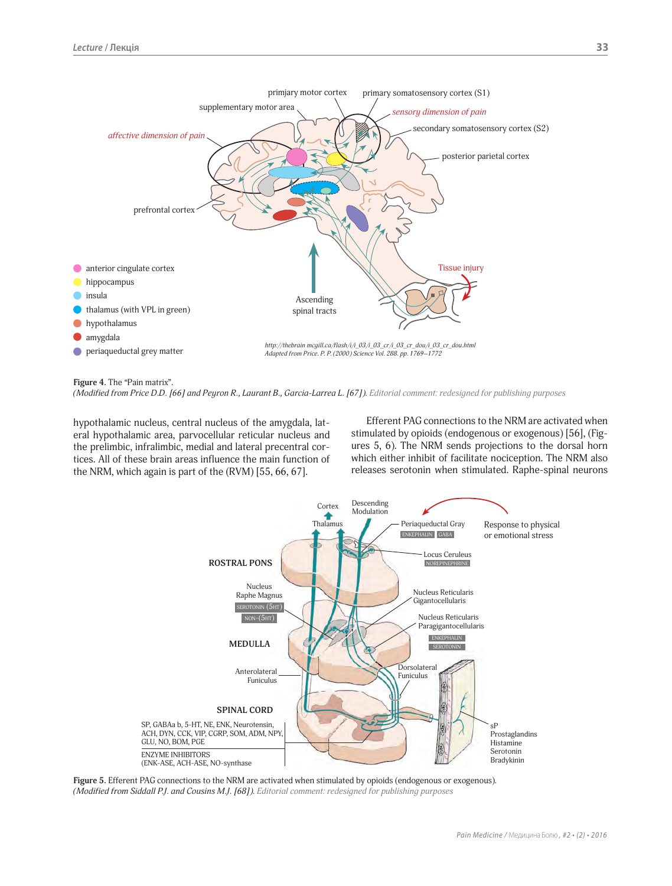**Figure 4**. The "Pain matrix".
*(Modified from Price D.D. [66] and Peyron R., Laurant B., Garcia-Larrea L. [67]). Editorial comment: redesigned for publishing purposes*

hypothalamic nucleus, central nucleus of the amygdala, lateral hypothalamic area, parvocellular reticular nucleus and the prelimbic, infralimbic, medial and lateral precentral cortices. All of these brain areas influence the main function of the NRM, which again is part of the (RVM) [55, 66, 67].

Efferent PAG connections to the NRM are activated when stimulated by opioids (endogenous or exogenous) [56], (Figures 5, 6). The NRM sends projections to the dorsal horn which either inhibit of facilitate nociception. The NRM also releases serotonin when stimulated. Raphe-spinal neurons

**Figure 5**. Efferent PAG connections to the NRM are activated when stimulated by opioids (endogenous or exogenous).
*(Modified from Siddall P.J. and Cousins M.J. [68]). Editorial comment: redesigned for publishing purposes*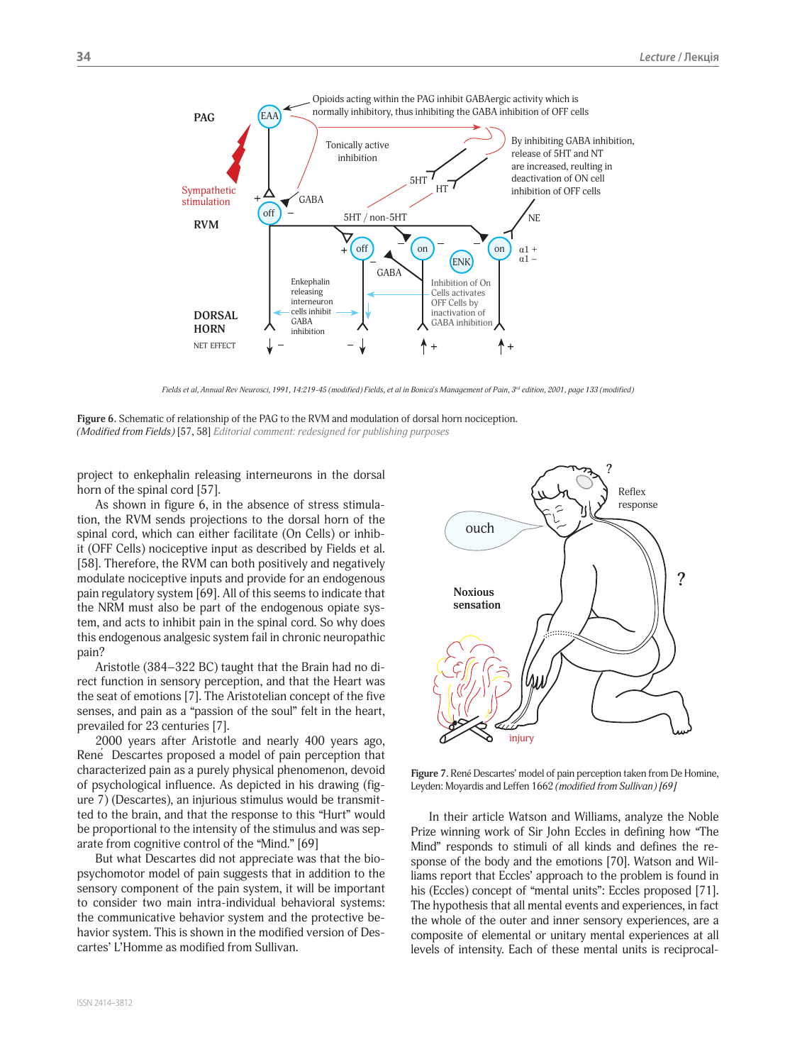Fields et al, Annual Rev Neurosci, 1991, 14:219-45 (modified) Fields, et al in Bonica's Management of Pain, 3rd edition, 2001, page 133 (modified)

**Figure 6**. Schematic of relationship of the PAG to the RVM and modulation of dorsal horn nociception. *(Modified from Fields)* [57, 58] *Editorial comment: redesigned for publishing purposes*

project to enkephalin releasing interneurons in the dorsal horn of the spinal cord [57].

As shown in figure 6, in the absence of stress stimulation, the RVM sends projections to the dorsal horn of the spinal cord, which can either facilitate (On Cells) or inhibit (OFF Cells) nociceptive input as described by Fields et al. [58]. Therefore, the RVM can both positively and negatively modulate nociceptive inputs and provide for an endogenous pain regulatory system [69]. All of this seems to indicate that the NRM must also be part of the endogenous opiate system, and acts to inhibit pain in the spinal cord. So why does this endogenous analgesic system fail in chronic neuropathic pain?

Aristotle (384–322 BC) taught that the Brain had no direct function in sensory perception, and that the Heart was the seat of emotions [7]. The Aristotelian concept of the five senses, and pain as a "passion of the soul" felt in the heart, prevailed for 23 centuries [7].

2000 years after Aristotle and nearly 400 years ago, René Descartes proposed a model of pain perception that characterized pain as a purely physical phenomenon, devoid of psychological influence. As depicted in his drawing (figure 7) (Descartes), an injurious stimulus would be transmitted to the brain, and that the response to this "Hurt" would be proportional to the intensity of the stimulus and was separate from cognitive control of the "Mind." [69]

But what Descartes did not appreciate was that the biopsychomotor model of pain suggests that in addition to the sensory component of the pain system, it will be important to consider two main intra-individual behavioral systems: the communicative behavior system and the protective behavior system. This is shown in the modified version of Descartes' L'Homme as modified from Sullivan.

**Figure 7**. René Descartes' model of pain perception taken from De Homine, Leyden: Moyardis and Leffen 1662 *(modified from Sullivan) [69]*

In their article Watson and Williams, analyze the Noble Prize winning work of Sir John Eccles in defining how "The Mind" responds to stimuli of all kinds and defines the response of the body and the emotions [70]. Watson and Williams report that Eccles' approach to the problem is found in his (Eccles) concept of "mental units": Eccles proposed [71]. The hypothesis that all mental events and experiences, in fact the whole of the outer and inner sensory experiences, are a composite of elemental or unitary mental experiences at all levels of intensity. Each of these mental units is reciprocal-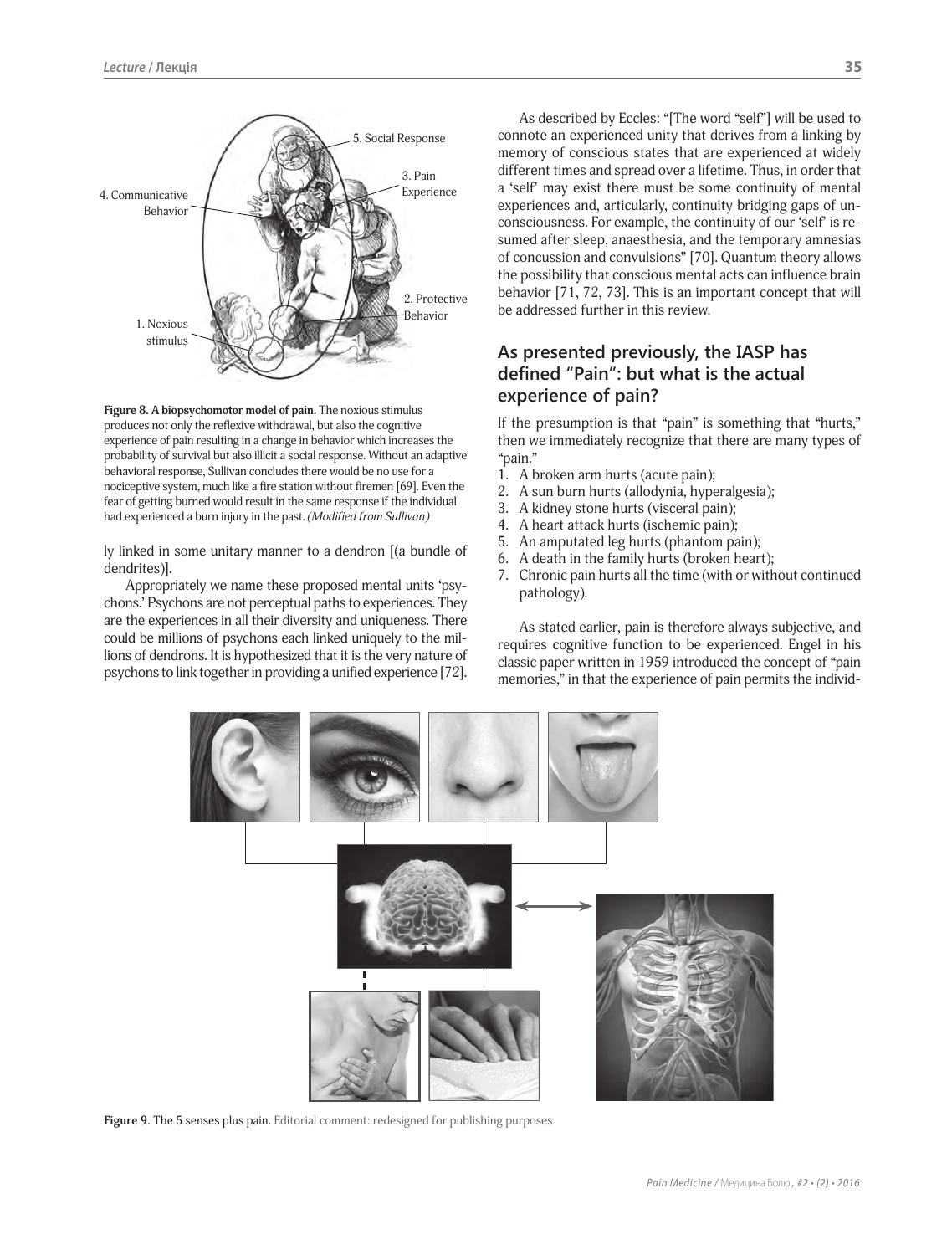Figure 8. A biopsychomotor model of pain. The noxious stimulus produces not only the reflexive withdrawal, but also the cognitive experience of pain resulting in a change in behavior which increases the probability of survival but also illicit a social response. Without an adaptive behavioral response, Sullivan concludes there would be no use for a nociceptive system, much like a fire station without firemen [69]. Even the fear of getting burned would result in the same response if the individual had experienced a burn injury in the past. *(Modified from Sullivan)*

ly linked in some unitary manner to a dendron [(a bundle of dendrites)].

Appropriately we name these proposed mental units 'psychons.' Psychons are not perceptual paths to experiences. They are the experiences in all their diversity and uniqueness. There could be millions of psychons each linked uniquely to the millions of dendrons. It is hypothesized that it is the very nature of psychons to link together in providing a unified experience [72].

As described by Eccles: "[The word "self"] will be used to connote an experienced unity that derives from a linking by memory of conscious states that are experienced at widely different times and spread over a lifetime. Thus, in order that a 'self' may exist there must be some continuity of mental experiences and, articularly, continuity bridging gaps of unconsciousness. For example, the continuity of our 'self' is resumed after sleep, anaesthesia, and the temporary amnesias of concussion and convulsions" [70]. Quantum theory allows the possibility that conscious mental acts can influence brain behavior [71, 72, 73]. This is an important concept that will be addressed further in this review.

## As presented previously, the IASP has defined "Pain": but what is the actual experience of pain?

If the presumption is that "pain" is something that "hurts," then we immediately recognize that there are many types of "pain."

1. A broken arm hurts (acute pain);
2. A sun burn hurts (allodynia, hyperalgesia);
3. A kidney stone hurts (visceral pain);
4. A heart attack hurts (ischemic pain);
5. An amputated leg hurts (phantom pain);
6. A death in the family hurts (broken heart);
7. Chronic pain hurts all the time (with or without continued pathology).

As stated earlier, pain is therefore always subjective, and requires cognitive function to be experienced. Engel in his classic paper written in 1959 introduced the concept of "pain memories," in that the experience of pain permits the individ-

Figure 9. The 5 senses plus pain. Editorial comment: redesigned for publishing purposes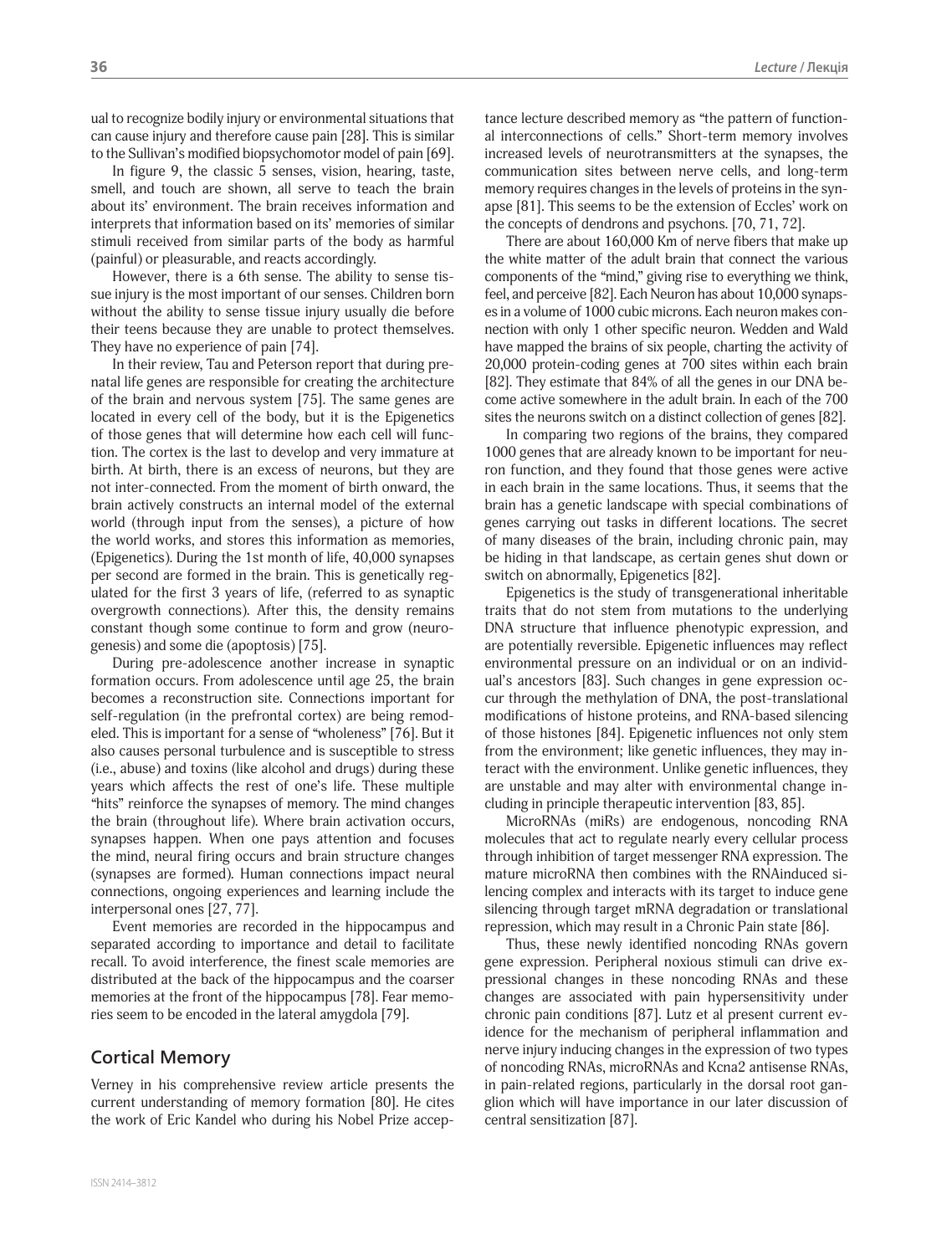ual to recognize bodily injury or environmental situations that can cause injury and therefore cause pain [28]. This is similar to the Sullivan's modified biopsychomotor model of pain [69].

In figure 9, the classic 5 senses, vision, hearing, taste, smell, and touch are shown, all serve to teach the brain about its' environment. The brain receives information and interprets that information based on its' memories of similar stimuli received from similar parts of the body as harmful (painful) or pleasurable, and reacts accordingly.

However, there is a 6th sense. The ability to sense tissue injury is the most important of our senses. Children born without the ability to sense tissue injury usually die before their teens because they are unable to protect themselves. They have no experience of pain [74].

In their review, Tau and Peterson report that during prenatal life genes are responsible for creating the architecture of the brain and nervous system [75]. The same genes are located in every cell of the body, but it is the Epigenetics of those genes that will determine how each cell will function. The cortex is the last to develop and very immature at birth. At birth, there is an excess of neurons, but they are not inter-connected. From the moment of birth onward, the brain actively constructs an internal model of the external world (through input from the senses), a picture of how the world works, and stores this information as memories, (Epigenetics). During the 1st month of life, 40,000 synapses per second are formed in the brain. This is genetically regulated for the first 3 years of life, (referred to as synaptic overgrowth connections). After this, the density remains constant though some continue to form and grow (neurogenesis) and some die (apoptosis) [75].

During pre-adolescence another increase in synaptic formation occurs. From adolescence until age 25, the brain becomes a reconstruction site. Connections important for self-regulation (in the prefrontal cortex) are being remodeled. This is important for a sense of "wholeness" [76]. But it also causes personal turbulence and is susceptible to stress (i.e., abuse) and toxins (like alcohol and drugs) during these years which affects the rest of one's life. These multiple "hits" reinforce the synapses of memory. The mind changes the brain (throughout life). Where brain activation occurs, synapses happen. When one pays attention and focuses the mind, neural firing occurs and brain structure changes (synapses are formed). Human connections impact neural connections, ongoing experiences and learning include the interpersonal ones [27, 77].

Event memories are recorded in the hippocampus and separated according to importance and detail to facilitate recall. To avoid interference, the finest scale memories are distributed at the back of the hippocampus and the coarser memories at the front of the hippocampus [78]. Fear memories seem to be encoded in the lateral amygdola [79].

## Cortical Memory

Verney in his comprehensive review article presents the current understanding of memory formation [80]. He cites the work of Eric Kandel who during his Nobel Prize acceptance lecture described memory as "the pattern of functional interconnections of cells." Short-term memory involves increased levels of neurotransmitters at the synapses, the communication sites between nerve cells, and long-term memory requires changes in the levels of proteins in the synapse [81]. This seems to be the extension of Eccles' work on the concepts of dendrons and psychons. [70, 71, 72].

There are about 160,000 Km of nerve fibers that make up the white matter of the adult brain that connect the various components of the "mind," giving rise to everything we think, feel, and perceive [82]. Each Neuron has about 10,000 synapses in a volume of 1000 cubic microns. Each neuron makes connection with only 1 other specific neuron. Wedden and Wald have mapped the brains of six people, charting the activity of 20,000 protein-coding genes at 700 sites within each brain [82]. They estimate that 84% of all the genes in our DNA become active somewhere in the adult brain. In each of the 700 sites the neurons switch on a distinct collection of genes [82].

In comparing two regions of the brains, they compared 1000 genes that are already known to be important for neuron function, and they found that those genes were active in each brain in the same locations. Thus, it seems that the brain has a genetic landscape with special combinations of genes carrying out tasks in different locations. The secret of many diseases of the brain, including chronic pain, may be hiding in that landscape, as certain genes shut down or switch on abnormally, Epigenetics [82].

Epigenetics is the study of transgenerational inheritable traits that do not stem from mutations to the underlying DNA structure that influence phenotypic expression, and are potentially reversible. Epigenetic influences may reflect environmental pressure on an individual or on an individual's ancestors [83]. Such changes in gene expression occur through the methylation of DNA, the post-translational modifications of histone proteins, and RNA-based silencing of those histones [84]. Epigenetic influences not only stem from the environment; like genetic influences, they may interact with the environment. Unlike genetic influences, they are unstable and may alter with environmental change including in principle therapeutic intervention [83, 85].

MicroRNAs (miRs) are endogenous, noncoding RNA molecules that act to regulate nearly every cellular process through inhibition of target messenger RNA expression. The mature microRNA then combines with the RNAinduced silencing complex and interacts with its target to induce gene silencing through target mRNA degradation or translational repression, which may result in a Chronic Pain state [86].

Thus, these newly identified noncoding RNAs govern gene expression. Peripheral noxious stimuli can drive expressional changes in these noncoding RNAs and these changes are associated with pain hypersensitivity under chronic pain conditions [87]. Lutz et al present current evidence for the mechanism of peripheral inflammation and nerve injury inducing changes in the expression of two types of noncoding RNAs, microRNAs and Kcna2 antisense RNAs, in pain-related regions, particularly in the dorsal root ganglion which will have importance in our later discussion of central sensitization [87].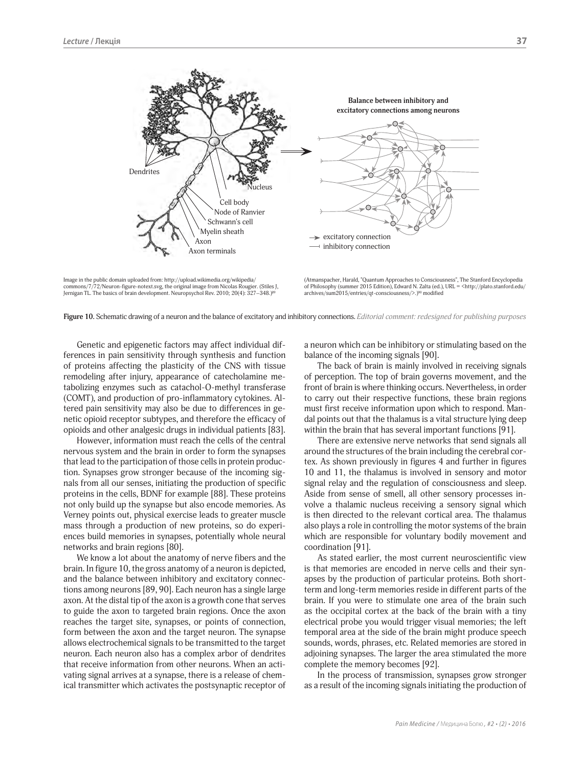Image in the public domain uploaded from: http://upload.wikimedia.org/wikipedia/commons/7/72/Neuron-figure-notext.svg, the original image from Nicolas Rougier. (Stiles J, Jernigan TL. The basics of brain development. Neuropsychol Rev. 2010; 20(4): 327–348.)[89]

(Atmanspacher, Harald, "Quantum Approaches to Consciousness", The Stanford Encyclopedia of Philosophy (summer 2015 Edition), Edward N. Zalta (ed.), URL = <http://plato.stanford.edu/archives/sum2015/entries/qt-consciousness/>.)[90] modified

**Figure 10.** Schematic drawing of a neuron and the balance of excitatory and inhibitory connections. *Editorial comment: redesigned for publishing purposes*

Genetic and epigenetic factors may affect individual differences in pain sensitivity through synthesis and function of proteins affecting the plasticity of the CNS with tissue remodeling after injury, appearance of catecholamine metabolizing enzymes such as catachol-O-methyl transferase (COMT), and production of pro-inflammatory cytokines. Altered pain sensitivity may also be due to differences in genetic opioid receptor subtypes, and therefore the efficacy of opioids and other analgesic drugs in individual patients [83].

However, information must reach the cells of the central nervous system and the brain in order to form the synapses that lead to the participation of those cells in protein production. Synapses grow stronger because of the incoming signals from all our senses, initiating the production of specific proteins in the cells, BDNF for example [88]. These proteins not only build up the synapse but also encode memories. As Verney points out, physical exercise leads to greater muscle mass through a production of new proteins, so do experiences build memories in synapses, potentially whole neural networks and brain regions [80].

We know a lot about the anatomy of nerve fibers and the brain. In figure 10, the gross anatomy of a neuron is depicted, and the balance between inhibitory and excitatory connections among neurons [89, 90]. Each neuron has a single large axon. At the distal tip of the axon is a growth cone that serves to guide the axon to targeted brain regions. Once the axon reaches the target site, synapses, or points of connection, form between the axon and the target neuron. The synapse allows electrochemical signals to be transmitted to the target neuron. Each neuron also has a complex arbor of dendrites that receive information from other neurons. When an activating signal arrives at a synapse, there is a release of chemical transmitter which activates the postsynaptic receptor of a neuron which can be inhibitory or stimulating based on the balance of the incoming signals [90].

The back of brain is mainly involved in receiving signals of perception. The top of brain governs movement, and the front of brain is where thinking occurs. Nevertheless, in order to carry out their respective functions, these brain regions must first receive information upon which to respond. Mandal points out that the thalamus is a vital structure lying deep within the brain that has several important functions [91].

There are extensive nerve networks that send signals all around the structures of the brain including the cerebral cortex. As shown previously in figures 4 and further in figures 10 and 11, the thalamus is involved in sensory and motor signal relay and the regulation of consciousness and sleep. Aside from sense of smell, all other sensory processes involve a thalamic nucleus receiving a sensory signal which is then directed to the relevant cortical area. The thalamus also plays a role in controlling the motor systems of the brain which are responsible for voluntary bodily movement and coordination [91].

As stated earlier, the most current neuroscientific view is that memories are encoded in nerve cells and their synapses by the production of particular proteins. Both short-term and long-term memories reside in different parts of the brain. If you were to stimulate one area of the brain such as the occipital cortex at the back of the brain with a tiny electrical probe you would trigger visual memories; the left temporal area at the side of the brain might produce speech sounds, words, phrases, etc. Related memories are stored in adjoining synapses. The larger the area stimulated the more complete the memory becomes [92].

In the process of transmission, synapses grow stronger as a result of the incoming signals initiating the production of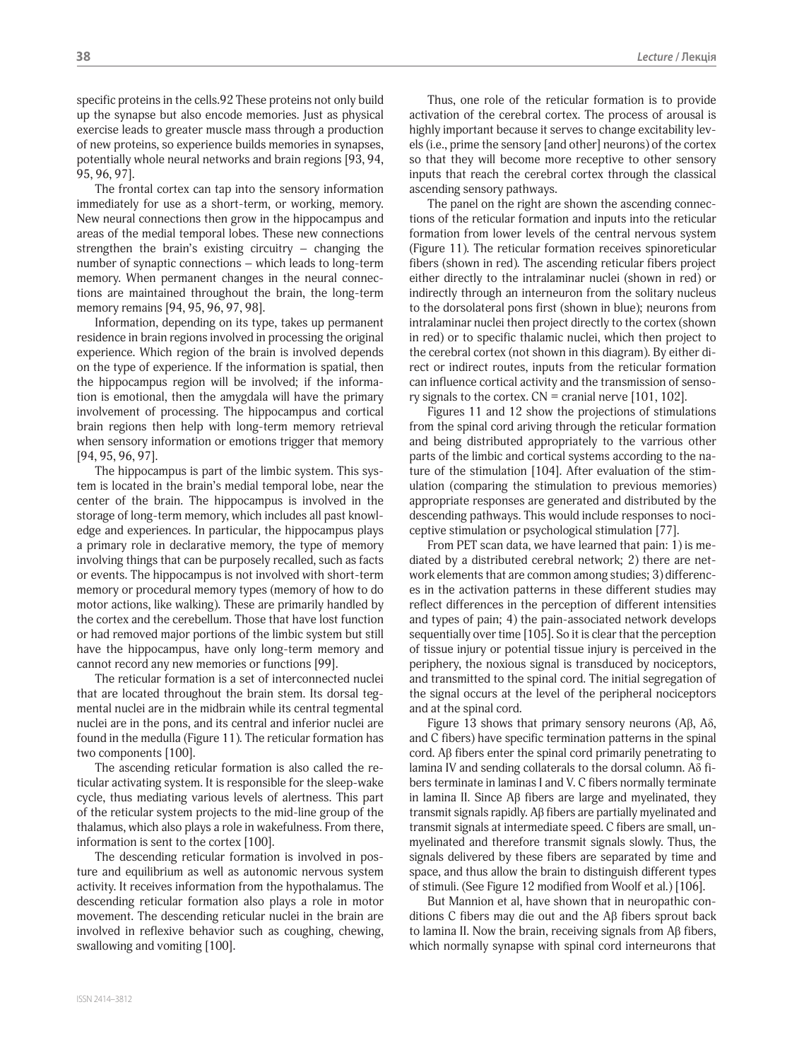specific proteins in the cells.92 These proteins not only build up the synapse but also encode memories. Just as physical exercise leads to greater muscle mass through a production of new proteins, so experience builds memories in synapses, potentially whole neural networks and brain regions [93, 94, 95, 96, 97].

The frontal cortex can tap into the sensory information immediately for use as a short-term, or working, memory. New neural connections then grow in the hippocampus and areas of the medial temporal lobes. These new connections strengthen the brain's existing circuitry – changing the number of synaptic connections – which leads to long-term memory. When permanent changes in the neural connections are maintained throughout the brain, the long-term memory remains [94, 95, 96, 97, 98].

Information, depending on its type, takes up permanent residence in brain regions involved in processing the original experience. Which region of the brain is involved depends on the type of experience. If the information is spatial, then the hippocampus region will be involved; if the information is emotional, then the amygdala will have the primary involvement of processing. The hippocampus and cortical brain regions then help with long-term memory retrieval when sensory information or emotions trigger that memory [94, 95, 96, 97].

The hippocampus is part of the limbic system. This system is located in the brain's medial temporal lobe, near the center of the brain. The hippocampus is involved in the storage of long-term memory, which includes all past knowledge and experiences. In particular, the hippocampus plays a primary role in declarative memory, the type of memory involving things that can be purposely recalled, such as facts or events. The hippocampus is not involved with short-term memory or procedural memory types (memory of how to do motor actions, like walking). These are primarily handled by the cortex and the cerebellum. Those that have lost function or had removed major portions of the limbic system but still have the hippocampus, have only long-term memory and cannot record any new memories or functions [99].

The reticular formation is a set of interconnected nuclei that are located throughout the brain stem. Its dorsal tegmental nuclei are in the midbrain while its central tegmental nuclei are in the pons, and its central and inferior nuclei are found in the medulla (Figure 11). The reticular formation has two components [100].

The ascending reticular formation is also called the reticular activating system. It is responsible for the sleep-wake cycle, thus mediating various levels of alertness. This part of the reticular system projects to the mid-line group of the thalamus, which also plays a role in wakefulness. From there, information is sent to the cortex [100].

The descending reticular formation is involved in posture and equilibrium as well as autonomic nervous system activity. It receives information from the hypothalamus. The descending reticular formation also plays a role in motor movement. The descending reticular nuclei in the brain are involved in reflexive behavior such as coughing, chewing, swallowing and vomiting [100].

Thus, one role of the reticular formation is to provide activation of the cerebral cortex. The process of arousal is highly important because it serves to change excitability levels (i.e., prime the sensory [and other] neurons) of the cortex so that they will become more receptive to other sensory inputs that reach the cerebral cortex through the classical ascending sensory pathways.

The panel on the right are shown the ascending connections of the reticular formation and inputs into the reticular formation from lower levels of the central nervous system (Figure 11). The reticular formation receives spinoreticular fibers (shown in red). The ascending reticular fibers project either directly to the intralaminar nuclei (shown in red) or indirectly through an interneuron from the solitary nucleus to the dorsolateral pons first (shown in blue); neurons from intralaminar nuclei then project directly to the cortex (shown in red) or to specific thalamic nuclei, which then project to the cerebral cortex (not shown in this diagram). By either direct or indirect routes, inputs from the reticular formation can influence cortical activity and the transmission of sensory signals to the cortex. CN = cranial nerve [101, 102].

Figures 11 and 12 show the projections of stimulations from the spinal cord ariving through the reticular formation and being distributed appropriately to the varrious other parts of the limbic and cortical systems according to the nature of the stimulation [104]. After evaluation of the stimulation (comparing the stimulation to previous memories) appropriate responses are generated and distributed by the descending pathways. This would include responses to nociceptive stimulation or psychological stimulation [77].

From PET scan data, we have learned that pain: 1) is mediated by a distributed cerebral network; 2) there are network elements that are common among studies; 3) differences in the activation patterns in these different studies may reflect differences in the perception of different intensities and types of pain; 4) the pain-associated network develops sequentially over time [105]. So it is clear that the perception of tissue injury or potential tissue injury is perceived in the periphery, the noxious signal is transduced by nociceptors, and transmitted to the spinal cord. The initial segregation of the signal occurs at the level of the peripheral nociceptors and at the spinal cord.

Figure 13 shows that primary sensory neurons (Aβ, Aδ, and C fibers) have specific termination patterns in the spinal cord. Aβ fibers enter the spinal cord primarily penetrating to lamina IV and sending collaterals to the dorsal column. Aδ fibers terminate in laminas I and V. C fibers normally terminate in lamina II. Since Aβ fibers are large and myelinated, they transmit signals rapidly. Aβ fibers are partially myelinated and transmit signals at intermediate speed. C fibers are small, unmyelinated and therefore transmit signals slowly. Thus, the signals delivered by these fibers are separated by time and space, and thus allow the brain to distinguish different types of stimuli. (See Figure 12 modified from Woolf et al.) [106].

But Mannion et al, have shown that in neuropathic conditions C fibers may die out and the Aβ fibers sprout back to lamina II. Now the brain, receiving signals from Aβ fibers, which normally synapse with spinal cord interneurons that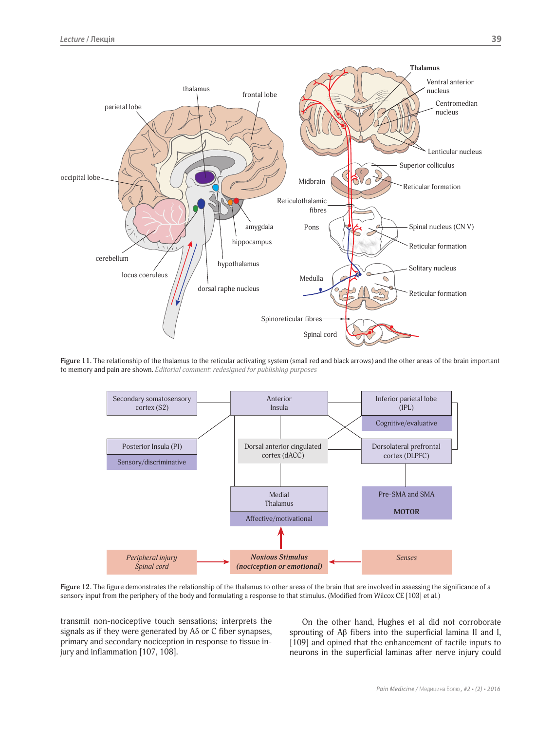**Figure 11.** The relationship of the thalamus to the reticular activating system (small red and black arrows) and the other areas of the brain important to memory and pain are shown. *Editorial comment: redesigned for publishing purposes*

**Figure 12.** The figure demonstrates the relationship of the thalamus to other areas of the brain that are involved in assessing the significance of a sensory input from the periphery of the body and formulating a response to that stimulus. (Modified from Wilcox CE [103] et al.)

transmit non-nociceptive touch sensations; interprets the signals as if they were generated by Aδ or C fiber synapses, primary and secondary nociception in response to tissue injury and inflammation [107, 108].

On the other hand, Hughes et al did not corroborate sprouting of Aβ fibers into the superficial lamina II and I, [109] and opined that the enhancement of tactile inputs to neurons in the superficial laminas after nerve injury could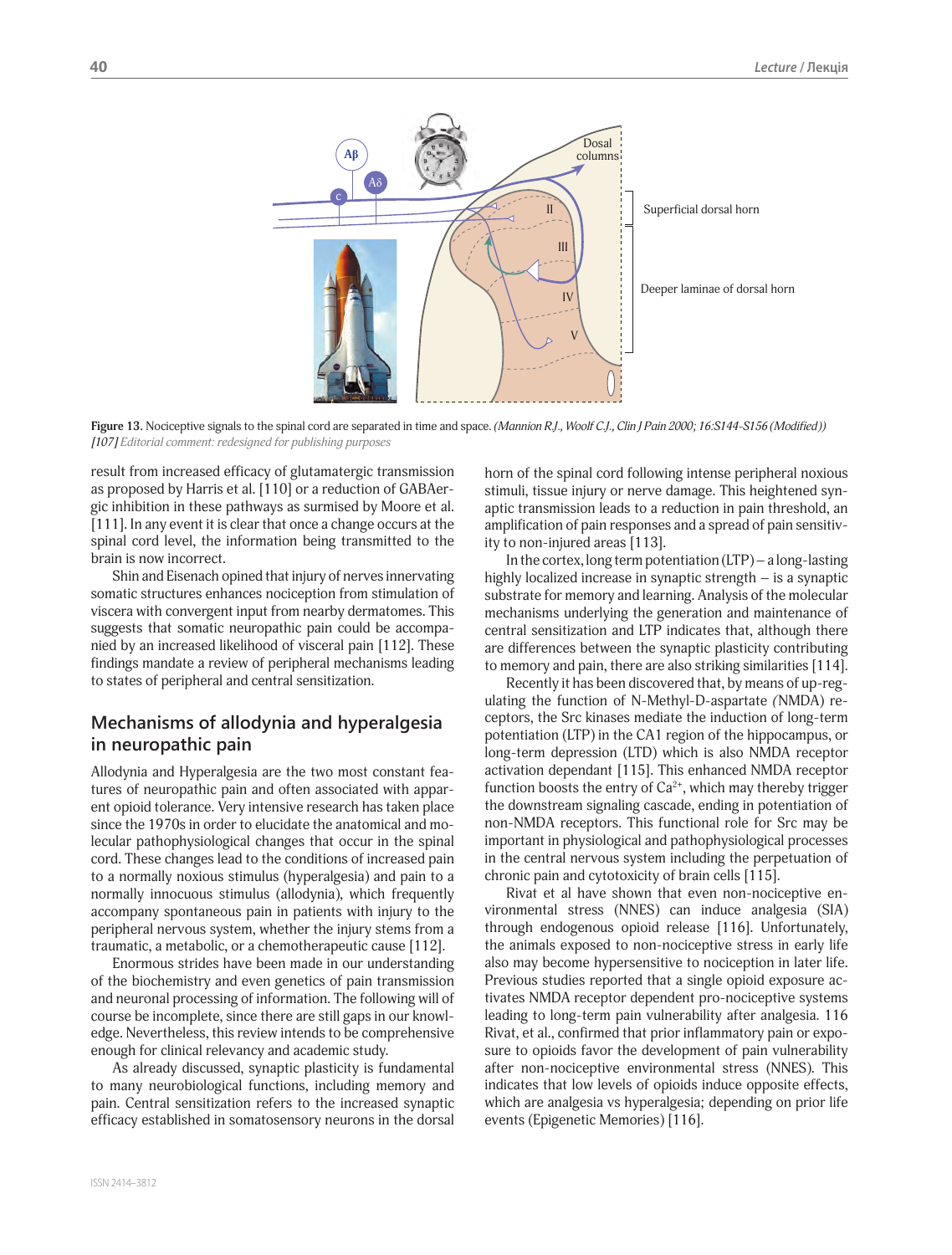Figure 13. Nociceptive signals to the spinal cord are separated in time and space. *(Mannion R.J., Woolf C.J., Clin J Pain 2000; 16:S144-S156 (Modified)) [107] Editorial comment: redesigned for publishing purposes*

result from increased efficacy of glutamatergic transmission as proposed by Harris et al. [110] or a reduction of GABAergic inhibition in these pathways as surmised by Moore et al. [111]. In any event it is clear that once a change occurs at the spinal cord level, the information being transmitted to the brain is now incorrect.

Shin and Eisenach opined that injury of nerves innervating somatic structures enhances nociception from stimulation of viscera with convergent input from nearby dermatomes. This suggests that somatic neuropathic pain could be accompanied by an increased likelihood of visceral pain [112]. These findings mandate a review of peripheral mechanisms leading to states of peripheral and central sensitization.

## Mechanisms of allodynia and hyperalgesia in neuropathic pain

Allodynia and Hyperalgesia are the two most constant features of neuropathic pain and often associated with apparent opioid tolerance. Very intensive research has taken place since the 1970s in order to elucidate the anatomical and molecular pathophysiological changes that occur in the spinal cord. These changes lead to the conditions of increased pain to a normally noxious stimulus (hyperalgesia) and pain to a normally innocuous stimulus (allodynia), which frequently accompany spontaneous pain in patients with injury to the peripheral nervous system, whether the injury stems from a traumatic, a metabolic, or a chemotherapeutic cause [112].

Enormous strides have been made in our understanding of the biochemistry and even genetics of pain transmission and neuronal processing of information. The following will of course be incomplete, since there are still gaps in our knowledge. Nevertheless, this review intends to be comprehensive enough for clinical relevancy and academic study.

As already discussed, synaptic plasticity is fundamental to many neurobiological functions, including memory and pain. Central sensitization refers to the increased synaptic efficacy established in somatosensory neurons in the dorsal horn of the spinal cord following intense peripheral noxious stimuli, tissue injury or nerve damage. This heightened synaptic transmission leads to a reduction in pain threshold, an amplification of pain responses and a spread of pain sensitivity to non-injured areas [113].

In the cortex, long term potentiation (LTP) – a long-lasting highly localized increase in synaptic strength – is a synaptic substrate for memory and learning. Analysis of the molecular mechanisms underlying the generation and maintenance of central sensitization and LTP indicates that, although there are differences between the synaptic plasticity contributing to memory and pain, there are also striking similarities [114].

Recently it has been discovered that, by means of up-regulating the function of N-Methyl-D-aspartate *(*NMDA) receptors, the Src kinases mediate the induction of long-term potentiation (LTP) in the CA1 region of the hippocampus, or long-term depression (LTD) which is also NMDA receptor activation dependant [115]. This enhanced NMDA receptor function boosts the entry of $Ca^{2+}$, which may thereby trigger the downstream signaling cascade, ending in potentiation of non-NMDA receptors. This functional role for Src may be important in physiological and pathophysiological processes in the central nervous system including the perpetuation of chronic pain and cytotoxicity of brain cells [115].

Rivat et al have shown that even non-nociceptive environmental stress (NNES) can induce analgesia (SIA) through endogenous opioid release [116]. Unfortunately, the animals exposed to non-nociceptive stress in early life also may become hypersensitive to nociception in later life. Previous studies reported that a single opioid exposure activates NMDA receptor dependent pro-nociceptive systems leading to long-term pain vulnerability after analgesia. 116 Rivat, et al., confirmed that prior inflammatory pain or exposure to opioids favor the development of pain vulnerability after non-nociceptive environmental stress (NNES). This indicates that low levels of opioids induce opposite effects, which are analgesia vs hyperalgesia; depending on prior life events (Epigenetic Memories) [116].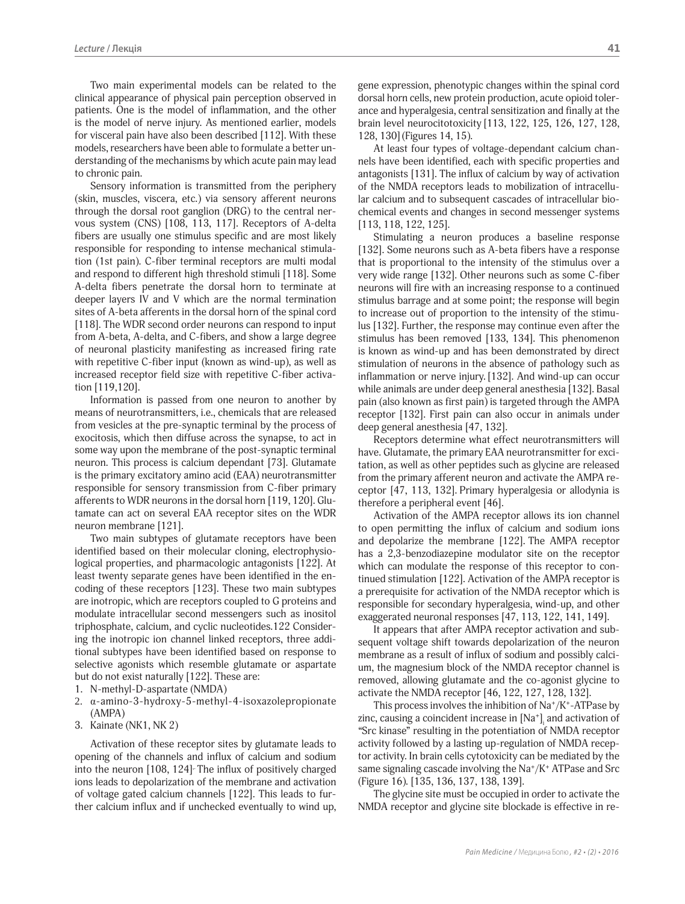Two main experimental models can be related to the clinical appearance of physical pain perception observed in patients. One is the model of inflammation, and the other is the model of nerve injury. As mentioned earlier, models for visceral pain have also been described [112]. With these models, researchers have been able to formulate a better understanding of the mechanisms by which acute pain may lead to chronic pain.

Sensory information is transmitted from the periphery (skin, muscles, viscera, etc.) via sensory afferent neurons through the dorsal root ganglion (DRG) to the central nervous system (CNS) [108, 113, 117]. Receptors of A-delta fibers are usually one stimulus specific and are most likely responsible for responding to intense mechanical stimulation (1st pain). C-fiber terminal receptors are multi modal and respond to different high threshold stimuli [118]. Some A-delta fibers penetrate the dorsal horn to terminate at deeper layers IV and V which are the normal termination sites of A-beta afferents in the dorsal horn of the spinal cord [118]. The WDR second order neurons can respond to input from A-beta, A-delta, and C-fibers, and show a large degree of neuronal plasticity manifesting as increased firing rate with repetitive C-fiber input (known as wind-up), as well as increased receptor field size with repetitive C-fiber activation [119,120].

Information is passed from one neuron to another by means of neurotransmitters, i.e., chemicals that are released from vesicles at the pre-synaptic terminal by the process of exocitosis, which then diffuse across the synapse, to act in some way upon the membrane of the post-synaptic terminal neuron. This process is calcium dependant [73]. Glutamate is the primary excitatory amino acid (EAA) neurotransmitter responsible for sensory transmission from C-fiber primary afferents to WDR neurons in the dorsal horn [119, 120]. Glutamate can act on several EAA receptor sites on the WDR neuron membrane [121].

Two main subtypes of glutamate receptors have been identified based on their molecular cloning, electrophysiological properties, and pharmacologic antagonists [122]. At least twenty separate genes have been identified in the encoding of these receptors [123]. These two main subtypes are inotropic, which are receptors coupled to G proteins and modulate intracellular second messengers such as inositol triphosphate, calcium, and cyclic nucleotides.122 Considering the inotropic ion channel linked receptors, three additional subtypes have been identified based on response to selective agonists which resemble glutamate or aspartate but do not exist naturally [122]. These are:

1. N-methyl-D-aspartate (NMDA)
2. α-amino-3-hydroxy-5-methyl-4-isoxazolepropionate (AMPA)
3. Kainate (NK1, NK 2)

Activation of these receptor sites by glutamate leads to opening of the channels and influx of calcium and sodium into the neuron [108, 124]. The influx of positively charged ions leads to depolarization of the membrane and activation of voltage gated calcium channels [122]. This leads to further calcium influx and if unchecked eventually to wind up, gene expression, phenotypic changes within the spinal cord dorsal horn cells, new protein production, acute opioid tolerance and hyperalgesia, central sensitization and finally at the brain level neurocitotoxicity [113, 122, 125, 126, 127, 128, 128, 130] (Figures 14, 15).

At least four types of voltage-dependant calcium channels have been identified, each with specific properties and antagonists [131]. The influx of calcium by way of activation of the NMDA receptors leads to mobilization of intracellular calcium and to subsequent cascades of intracellular biochemical events and changes in second messenger systems [113, 118, 122, 125].

Stimulating a neuron produces a baseline response [132]. Some neurons such as A-beta fibers have a response that is proportional to the intensity of the stimulus over a very wide range [132]. Other neurons such as some C-fiber neurons will fire with an increasing response to a continued stimulus barrage and at some point; the response will begin to increase out of proportion to the intensity of the stimulus [132]. Further, the response may continue even after the stimulus has been removed [133, 134]. This phenomenon is known as wind-up and has been demonstrated by direct stimulation of neurons in the absence of pathology such as inflammation or nerve injury. [132]. And wind-up can occur while animals are under deep general anesthesia [132]. Basal pain (also known as first pain) is targeted through the AMPA receptor [132]. First pain can also occur in animals under deep general anesthesia [47, 132].

Receptors determine what effect neurotransmitters will have. Glutamate, the primary EAA neurotransmitter for excitation, as well as other peptides such as glycine are released from the primary afferent neuron and activate the AMPA receptor [47, 113, 132]. Primary hyperalgesia or allodynia is therefore a peripheral event [46].

Activation of the AMPA receptor allows its ion channel to open permitting the influx of calcium and sodium ions and depolarize the membrane [122]. The AMPA receptor has a 2,3-benzodiazepine modulator site on the receptor which can modulate the response of this receptor to continued stimulation [122]. Activation of the AMPA receptor is a prerequisite for activation of the NMDA receptor which is responsible for secondary hyperalgesia, wind-up, and other exaggerated neuronal responses [47, 113, 122, 141, 149].

It appears that after AMPA receptor activation and subsequent voltage shift towards depolarization of the neuron membrane as a result of influx of sodium and possibly calcium, the magnesium block of the NMDA receptor channel is removed, allowing glutamate and the co-agonist glycine to activate the NMDA receptor [46, 122, 127, 128, 132].

This process involves the inhibition of $Na^+/K^+$-ATPase by zinc, causing a coincident increase in $[Na^+]_i$ and activation of "Src kinase" resulting in the potentiation of NMDA receptor activity followed by a lasting up-regulation of NMDA receptor activity. In brain cells cytotoxicity can be mediated by the same signaling cascade involving the $Na^+/K^+$ ATPase and Src (Figure 16). [135, 136, 137, 138, 139].

The glycine site must be occupied in order to activate the NMDA receptor and glycine site blockade is effective in re-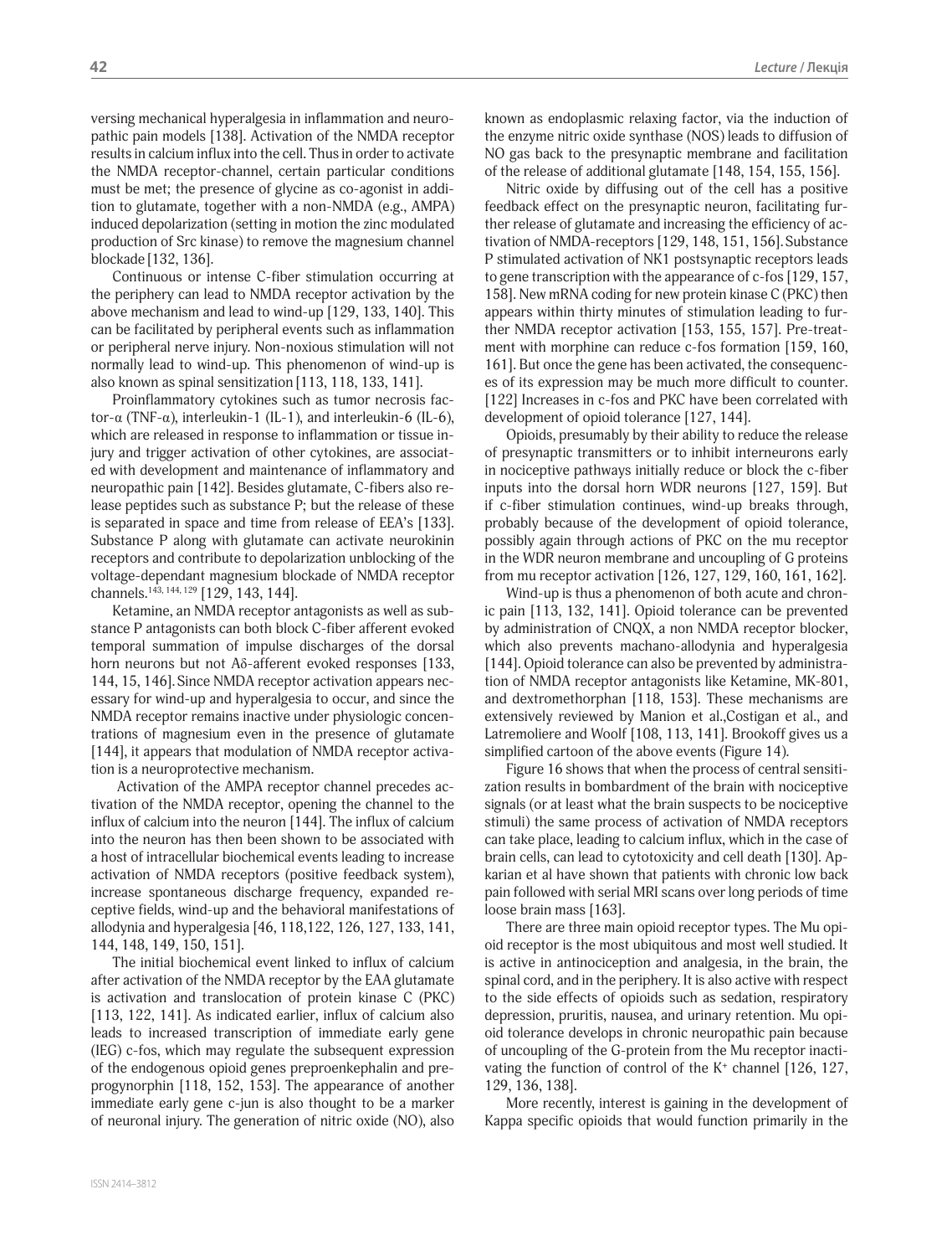versing mechanical hyperalgesia in inflammation and neuropathic pain models [138]. Activation of the NMDA receptor results in calcium influx into the cell. Thus in order to activate the NMDA receptor-channel, certain particular conditions must be met; the presence of glycine as co-agonist in addition to glutamate, together with a non-NMDA (e.g., AMPA) induced depolarization (setting in motion the zinc modulated production of Src kinase) to remove the magnesium channel blockade [132, 136].

Continuous or intense C-fiber stimulation occurring at the periphery can lead to NMDA receptor activation by the above mechanism and lead to wind-up [129, 133, 140]. This can be facilitated by peripheral events such as inflammation or peripheral nerve injury. Non-noxious stimulation will not normally lead to wind-up. This phenomenon of wind-up is also known as spinal sensitization [113, 118, 133, 141].

Proinflammatory cytokines such as tumor necrosis factor-α (TNF-α), interleukin-1 (IL-1), and interleukin-6 (IL-6), which are released in response to inflammation or tissue injury and trigger activation of other cytokines, are associated with development and maintenance of inflammatory and neuropathic pain [142]. Besides glutamate, C-fibers also release peptides such as substance P; but the release of these is separated in space and time from release of EEA's [133]. Substance P along with glutamate can activate neurokinin receptors and contribute to depolarization unblocking of the voltage-dependant magnesium blockade of NMDA receptor channels.[143, 144, 129] [129, 143, 144].

Ketamine, an NMDA receptor antagonists as well as substance P antagonists can both block C-fiber afferent evoked temporal summation of impulse discharges of the dorsal horn neurons but not Aδ-afferent evoked responses [133, 144, 15, 146]. Since NMDA receptor activation appears necessary for wind-up and hyperalgesia to occur, and since the NMDA receptor remains inactive under physiologic concentrations of magnesium even in the presence of glutamate [144], it appears that modulation of NMDA receptor activation is a neuroprotective mechanism.

Activation of the AMPA receptor channel precedes activation of the NMDA receptor, opening the channel to the influx of calcium into the neuron [144]. The influx of calcium into the neuron has then been shown to be associated with a host of intracellular biochemical events leading to increase activation of NMDA receptors (positive feedback system), increase spontaneous discharge frequency, expanded receptive fields, wind-up and the behavioral manifestations of allodynia and hyperalgesia [46, 118,122, 126, 127, 133, 141, 144, 148, 149, 150, 151].

The initial biochemical event linked to influx of calcium after activation of the NMDA receptor by the EAA glutamate is activation and translocation of protein kinase C (PKC) [113, 122, 141]. As indicated earlier, influx of calcium also leads to increased transcription of immediate early gene (IEG) c-fos, which may regulate the subsequent expression of the endogenous opioid genes preproenkephalin and preprogynorphin [118, 152, 153]. The appearance of another immediate early gene c-jun is also thought to be a marker of neuronal injury. The generation of nitric oxide (NO), also known as endoplasmic relaxing factor, via the induction of the enzyme nitric oxide synthase (NOS) leads to diffusion of NO gas back to the presynaptic membrane and facilitation of the release of additional glutamate [148, 154, 155, 156].

Nitric oxide by diffusing out of the cell has a positive feedback effect on the presynaptic neuron, facilitating further release of glutamate and increasing the efficiency of activation of NMDA-receptors [129, 148, 151, 156]. Substance P stimulated activation of NK1 postsynaptic receptors leads to gene transcription with the appearance of c-fos [129, 157, 158]. New mRNA coding for new protein kinase C (PKC) then appears within thirty minutes of stimulation leading to further NMDA receptor activation [153, 155, 157]. Pre-treatment with morphine can reduce c-fos formation [159, 160, 161]. But once the gene has been activated, the consequences of its expression may be much more difficult to counter. [122] Increases in c-fos and PKC have been correlated with development of opioid tolerance [127, 144].

Opioids, presumably by their ability to reduce the release of presynaptic transmitters or to inhibit interneurons early in nociceptive pathways initially reduce or block the c-fiber inputs into the dorsal horn WDR neurons [127, 159]. But if c-fiber stimulation continues, wind-up breaks through, probably because of the development of opioid tolerance, possibly again through actions of PKC on the mu receptor in the WDR neuron membrane and uncoupling of G proteins from mu receptor activation [126, 127, 129, 160, 161, 162].

Wind-up is thus a phenomenon of both acute and chronic pain [113, 132, 141]. Opioid tolerance can be prevented by administration of CNQX, a non NMDA receptor blocker, which also prevents machano-allodynia and hyperalgesia [144]. Opioid tolerance can also be prevented by administration of NMDA receptor antagonists like Ketamine, MK-801, and dextromethorphan [118, 153]. These mechanisms are extensively reviewed by Manion et al.,Costigan et al., and Latremoliere and Woolf [108, 113, 141]. Brookoff gives us a simplified cartoon of the above events (Figure 14).

Figure 16 shows that when the process of central sensitization results in bombardment of the brain with nociceptive signals (or at least what the brain suspects to be nociceptive stimuli) the same process of activation of NMDA receptors can take place, leading to calcium influx, which in the case of brain cells, can lead to cytotoxicity and cell death [130]. Apkarian et al have shown that patients with chronic low back pain followed with serial MRI scans over long periods of time loose brain mass [163].

There are three main opioid receptor types. The Mu opioid receptor is the most ubiquitous and most well studied. It is active in antinociception and analgesia, in the brain, the spinal cord, and in the periphery. It is also active with respect to the side effects of opioids such as sedation, respiratory depression, pruritis, nausea, and urinary retention. Mu opioid tolerance develops in chronic neuropathic pain because of uncoupling of the G-protein from the Mu receptor inactivating the function of control of the $K^+$ channel [126, 127, 129, 136, 138].

More recently, interest is gaining in the development of Kappa specific opioids that would function primarily in the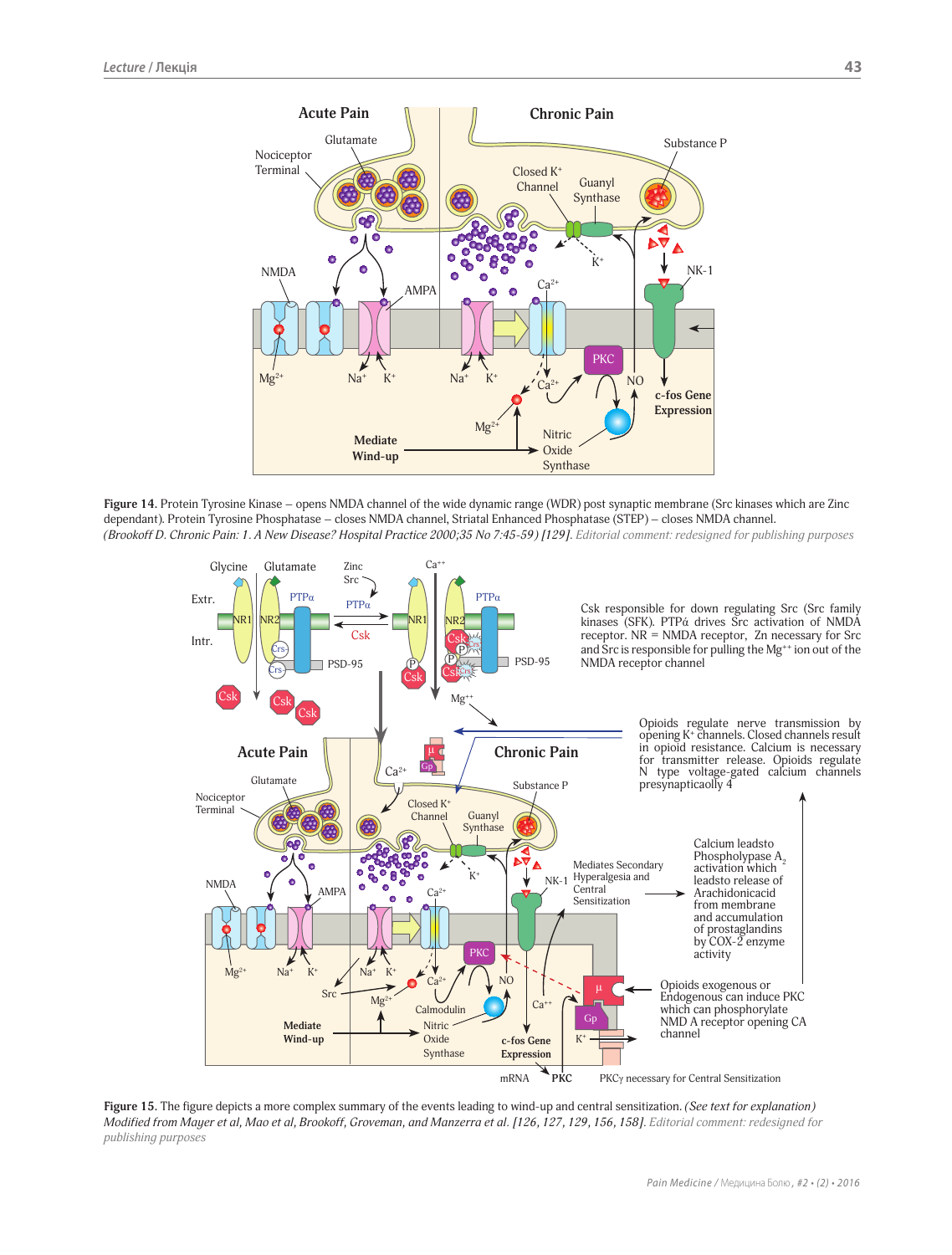**Figure 14.** Protein Tyrosine Kinase – opens NMDA channel of the wide dynamic range (WDR) post synaptic membrane (Src kinases which are Zinc dependant). Protein Tyrosine Phosphatase – closes NMDA channel, Striatal Enhanced Phosphatase (STEP) – closes NMDA channel.
*(Brookoff D. Chronic Pain: 1. A New Disease? Hospital Practice 2000;35 No 7:45-59) [129]. Editorial comment: redesigned for publishing purposes*

**Figure 15.** The figure depicts a more complex summary of the events leading to wind-up and central sensitization. *(See text for explanation)*
*Modified from Mayer et al, Mao et al, Brookoff, Groveman, and Manzerra et al. [126, 127, 129, 156, 158]. Editorial comment: redesigned for publishing purposes*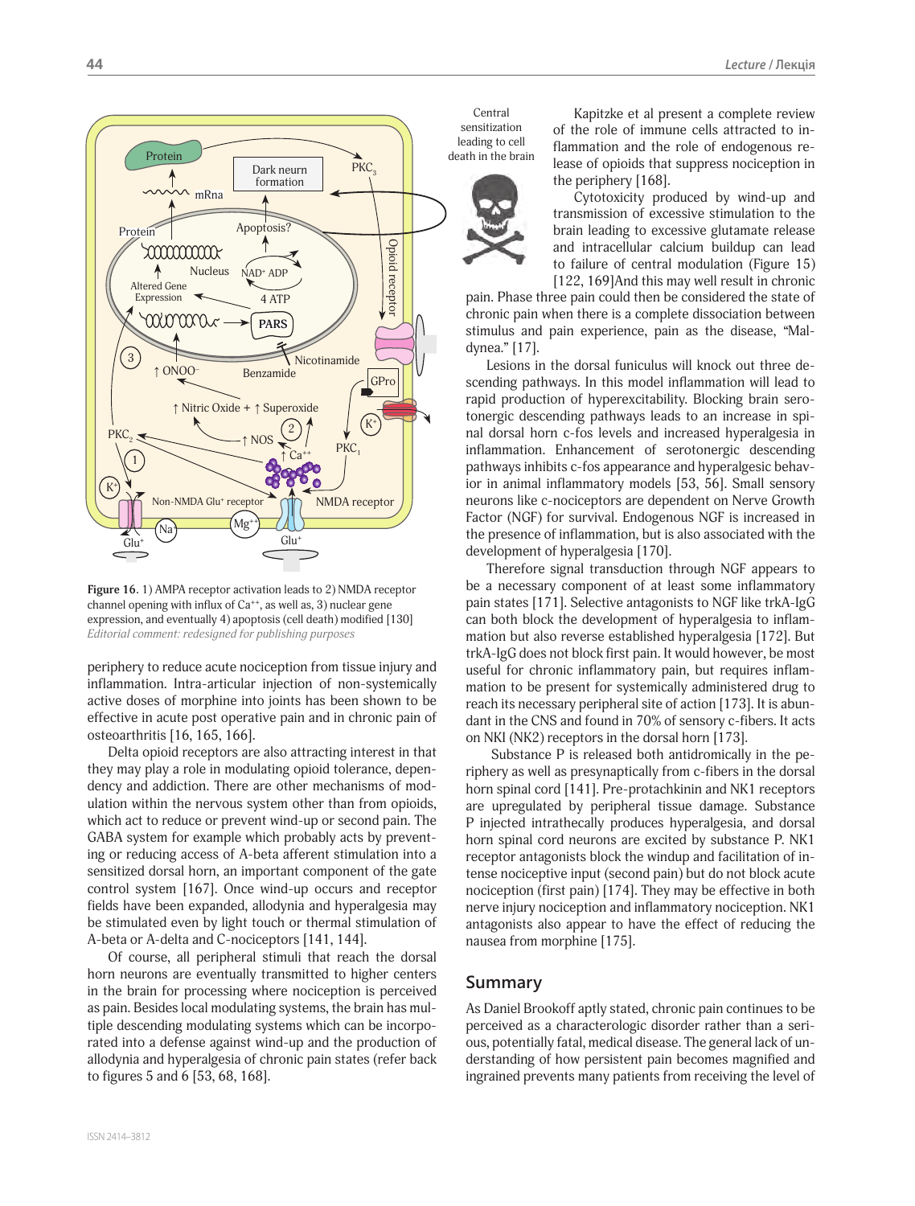Figure 16. 1) AMPA receptor activation leads to 2) NMDA receptor channel opening with influx of $Ca^{++}$, as well as, 3) nuclear gene expression, and eventually 4) apoptosis (cell death) modified [130]
*Editorial comment: redesigned for publishing purposes*

periphery to reduce acute nociception from tissue injury and inflammation. Intra-articular injection of non-systemically active doses of morphine into joints has been shown to be effective in acute post operative pain and in chronic pain of osteoarthritis [16, 165, 166].

Delta opioid receptors are also attracting interest in that they may play a role in modulating opioid tolerance, dependency and addiction. There are other mechanisms of modulation within the nervous system other than from opioids, which act to reduce or prevent wind-up or second pain. The GABA system for example which probably acts by preventing or reducing access of A-beta afferent stimulation into a sensitized dorsal horn, an important component of the gate control system [167]. Once wind-up occurs and receptor fields have been expanded, allodynia and hyperalgesia may be stimulated even by light touch or thermal stimulation of A-beta or A-delta and C-nociceptors [141, 144].

Of course, all peripheral stimuli that reach the dorsal horn neurons are eventually transmitted to higher centers in the brain for processing where nociception is perceived as pain. Besides local modulating systems, the brain has multiple descending modulating systems which can be incorporated into a defense against wind-up and the production of allodynia and hyperalgesia of chronic pain states (refer back to figures 5 and 6 [53, 68, 168].

Kapitzke et al present a complete review of the role of immune cells attracted to inflammation and the role of endogenous release of opioids that suppress nociception in the periphery [168].

Cytotoxicity produced by wind-up and transmission of excessive stimulation to the brain leading to excessive glutamate release and intracellular calcium buildup can lead to failure of central modulation (Figure 15) [122, 169]And this may well result in chronic pain. Phase three pain could then be considered the state of chronic pain when there is a complete dissociation between stimulus and pain experience, pain as the disease, "Maldynea." [17].

Lesions in the dorsal funiculus will knock out three descending pathways. In this model inflammation will lead to rapid production of hyperexcitability. Blocking brain serotonergic descending pathways leads to an increase in spinal dorsal horn c-fos levels and increased hyperalgesia in inflammation. Enhancement of serotonergic descending pathways inhibits c-fos appearance and hyperalgesic behavior in animal inflammatory models [53, 56]. Small sensory neurons like c-nociceptors are dependent on Nerve Growth Factor (NGF) for survival. Endogenous NGF is increased in the presence of inflammation, but is also associated with the development of hyperalgesia [170].

Therefore signal transduction through NGF appears to be a necessary component of at least some inflammatory pain states [171]. Selective antagonists to NGF like trkA-IgG can both block the development of hyperalgesia to inflammation but also reverse established hyperalgesia [172]. But trkA-IgG does not block first pain. It would however, be most useful for chronic inflammatory pain, but requires inflammation to be present for systemically administered drug to reach its necessary peripheral site of action [173]. It is abundant in the CNS and found in 70% of sensory c-fibers. It acts on NKI (NK2) receptors in the dorsal horn [173].

Substance P is released both antidromically in the periphery as well as presynaptically from c-fibers in the dorsal horn spinal cord [141]. Pre-protachkinin and NK1 receptors are upregulated by peripheral tissue damage. Substance P injected intrathecally produces hyperalgesia, and dorsal horn spinal cord neurons are excited by substance P. NK1 receptor antagonists block the windup and facilitation of intense nociceptive input (second pain) but do not block acute nociception (first pain) [174]. They may be effective in both nerve injury nociception and inflammatory nociception. NK1 antagonists also appear to have the effect of reducing the nausea from morphine [175].

## Summary

As Daniel Brookoff aptly stated, chronic pain continues to be perceived as a characterologic disorder rather than a serious, potentially fatal, medical disease. The general lack of understanding of how persistent pain becomes magnified and ingrained prevents many patients from receiving the level of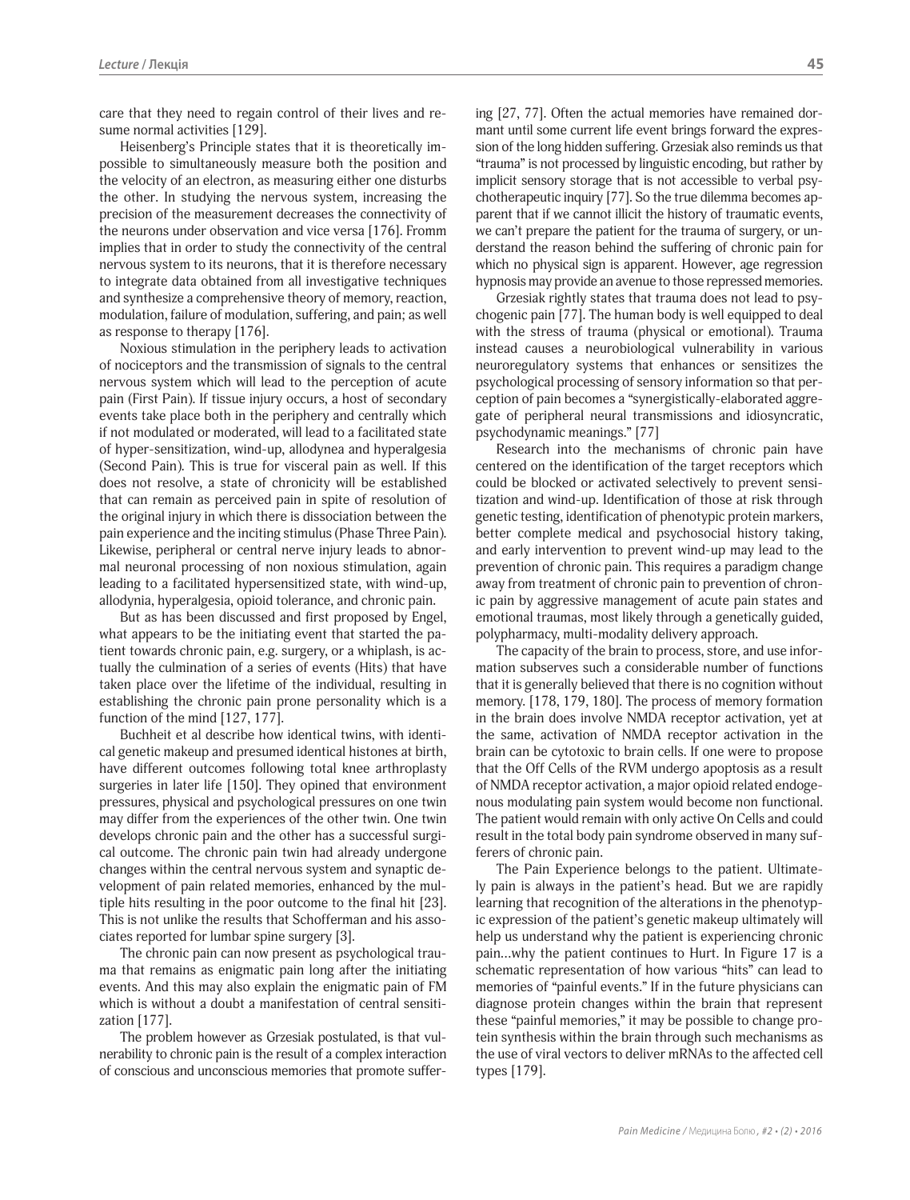care that they need to regain control of their lives and resume normal activities [129].

Heisenberg's Principle states that it is theoretically impossible to simultaneously measure both the position and the velocity of an electron, as measuring either one disturbs the other. In studying the nervous system, increasing the precision of the measurement decreases the connectivity of the neurons under observation and vice versa [176]. Fromm implies that in order to study the connectivity of the central nervous system to its neurons, that it is therefore necessary to integrate data obtained from all investigative techniques and synthesize a comprehensive theory of memory, reaction, modulation, failure of modulation, suffering, and pain; as well as response to therapy [176].

Noxious stimulation in the periphery leads to activation of nociceptors and the transmission of signals to the central nervous system which will lead to the perception of acute pain (First Pain). If tissue injury occurs, a host of secondary events take place both in the periphery and centrally which if not modulated or moderated, will lead to a facilitated state of hyper-sensitization, wind-up, allodynea and hyperalgesia (Second Pain). This is true for visceral pain as well. If this does not resolve, a state of chronicity will be established that can remain as perceived pain in spite of resolution of the original injury in which there is dissociation between the pain experience and the inciting stimulus (Phase Three Pain). Likewise, peripheral or central nerve injury leads to abnormal neuronal processing of non noxious stimulation, again leading to a facilitated hypersensitized state, with wind-up, allodynia, hyperalgesia, opioid tolerance, and chronic pain.

But as has been discussed and first proposed by Engel, what appears to be the initiating event that started the patient towards chronic pain, e.g. surgery, or a whiplash, is actually the culmination of a series of events (Hits) that have taken place over the lifetime of the individual, resulting in establishing the chronic pain prone personality which is a function of the mind [127, 177].

Buchheit et al describe how identical twins, with identical genetic makeup and presumed identical histones at birth, have different outcomes following total knee arthroplasty surgeries in later life [150]. They opined that environment pressures, physical and psychological pressures on one twin may differ from the experiences of the other twin. One twin develops chronic pain and the other has a successful surgical outcome. The chronic pain twin had already undergone changes within the central nervous system and synaptic development of pain related memories, enhanced by the multiple hits resulting in the poor outcome to the final hit [23]. This is not unlike the results that Schofferman and his associates reported for lumbar spine surgery [3].

The chronic pain can now present as psychological trauma that remains as enigmatic pain long after the initiating events. And this may also explain the enigmatic pain of FM which is without a doubt a manifestation of central sensitization [177].

The problem however as Grzesiak postulated, is that vulnerability to chronic pain is the result of a complex interaction of conscious and unconscious memories that promote suffering [27, 77]. Often the actual memories have remained dormant until some current life event brings forward the expression of the long hidden suffering. Grzesiak also reminds us that "trauma" is not processed by linguistic encoding, but rather by implicit sensory storage that is not accessible to verbal psychotherapeutic inquiry [77]. So the true dilemma becomes apparent that if we cannot illicit the history of traumatic events, we can't prepare the patient for the trauma of surgery, or understand the reason behind the suffering of chronic pain for which no physical sign is apparent. However, age regression hypnosis may provide an avenue to those repressed memories.

Grzesiak rightly states that trauma does not lead to psychogenic pain [77]. The human body is well equipped to deal with the stress of trauma (physical or emotional). Trauma instead causes a neurobiological vulnerability in various neuroregulatory systems that enhances or sensitizes the psychological processing of sensory information so that perception of pain becomes a "synergistically-elaborated aggregate of peripheral neural transmissions and idiosyncratic, psychodynamic meanings." [77]

Research into the mechanisms of chronic pain have centered on the identification of the target receptors which could be blocked or activated selectively to prevent sensitization and wind-up. Identification of those at risk through genetic testing, identification of phenotypic protein markers, better complete medical and psychosocial history taking, and early intervention to prevent wind-up may lead to the prevention of chronic pain. This requires a paradigm change away from treatment of chronic pain to prevention of chronic pain by aggressive management of acute pain states and emotional traumas, most likely through a genetically guided, polypharmacy, multi-modality delivery approach.

The capacity of the brain to process, store, and use information subserves such a considerable number of functions that it is generally believed that there is no cognition without memory. [178, 179, 180]. The process of memory formation in the brain does involve NMDA receptor activation, yet at the same, activation of NMDA receptor activation in the brain can be cytotoxic to brain cells. If one were to propose that the Off Cells of the RVM undergo apoptosis as a result of NMDA receptor activation, a major opioid related endogenous modulating pain system would become non functional. The patient would remain with only active On Cells and could result in the total body pain syndrome observed in many sufferers of chronic pain.

The Pain Experience belongs to the patient. Ultimately pain is always in the patient's head. But we are rapidly learning that recognition of the alterations in the phenotypic expression of the patient's genetic makeup ultimately will help us understand why the patient is experiencing chronic pain…why the patient continues to Hurt. In Figure 17 is a schematic representation of how various "hits" can lead to memories of "painful events." If in the future physicians can diagnose protein changes within the brain that represent these "painful memories," it may be possible to change protein synthesis within the brain through such mechanisms as the use of viral vectors to deliver mRNAs to the affected cell types [179].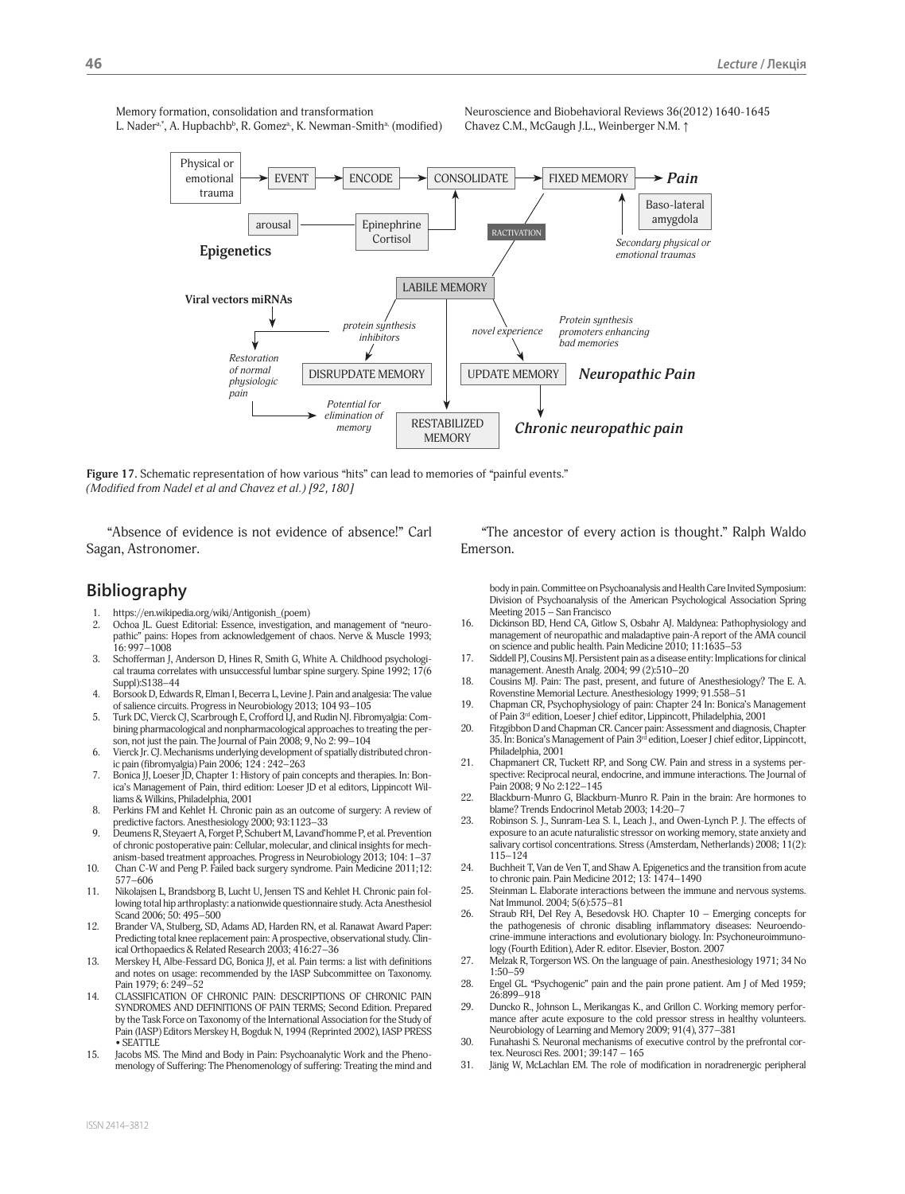Memory formation, consolidation and transformation
L. Nader[a,*], A. Hupbachb[b], R. Gomez[a], K. Newman-Smith[a] (modified)

Neuroscience and Biobehavioral Reviews 36(2012) 1640-1645
Chavez C.M., McGaugh J.L., Weinberger N.M. ↑

**Figure 17.** Schematic representation of how various "hits" can lead to memories of "painful events."
*(Modified from Nadel et al and Chavez et al.) [92, 180]*

"Absence of evidence is not evidence of absence!" Carl Sagan, Astronomer.

"The ancestor of every action is thought." Ralph Waldo Emerson.

## Bibliography

1. https://en.wikipedia.org/wiki/Antigonish_(poem)
2. Ochoa JL. Guest Editorial: Essence, investigation, and management of "neuropathic" pains: Hopes from acknowledgement of chaos. Nerve & Muscle 1993; 16: 997–1008
3. Schofferman J, Anderson D, Hines R, Smith G, White A. Childhood psychological trauma correlates with unsuccessful lumbar spine surgery. Spine 1992; 17(6 Suppl):S138–44
4. Borsook D, Edwards R, Elman I, Becerra L, Levine J. Pain and analgesia: The value of salience circuits. Progress in Neurobiology 2013; 104 93–105
5. Turk DC, Vierck CJ, Scarbrough E, Crofford LJ, and Rudin NJ. Fibromyalgia: Combining pharmacological and nonpharmacological approaches to treating the person, not just the pain. The Journal of Pain 2008; 9, No 2: 99–104
6. Vierck Jr. CJ. Mechanisms underlying development of spatially distributed chronic pain (fibromyalgia) Pain 2006; 124 : 242–263
7. Bonica JJ, Loeser JD, Chapter 1: History of pain concepts and therapies. In: Bonica's Management of Pain, third edition: Loeser JD et al editors, Lippincott Williams & Wilkins, Philadelphia, 2001
8. Perkins FM and Kehlet H. Chronic pain as an outcome of surgery: A review of predictive factors. Anesthesiology 2000; 93:1123–33
9. Deumens R, Steyaert A, Forget P, Schubert M, Lavand'homme P, et al. Prevention of chronic postoperative pain: Cellular, molecular, and clinical insights for mechanism-based treatment approaches. Progress in Neurobiology 2013; 104: 1–37
10. Chan C-W and Peng P. Failed back surgery syndrome. Pain Medicine 2011;12: 577–606
11. Nikolajsen L, Brandsborg B, Lucht U, Jensen TS and Kehlet H. Chronic pain following total hip arthroplasty: a nationwide questionnaire study. Acta Anesthesiol Scand 2006; 50: 495–500
12. Brander VA, Stulberg, SD, Adams AD, Harden RN, et al. Ranawat Award Paper: Predicting total knee replacement pain: A prospective, observational study. Clinical Orthopaedics & Related Research 2003; 416:27–36
13. Merskey H, Albe-Fessard DG, Bonica JJ, et al. Pain terms: a list with definitions and notes on usage: recommended by the IASP Subcommittee on Taxonomy. Pain 1979; 6: 249–52
14. CLASSIFICATION OF CHRONIC PAIN: DESCRIPTIONS OF CHRONIC PAIN SYNDROMES AND DEFINITIONS OF PAIN TERMS; Second Edition. Prepared by the Task Force on Taxonomy of the International Association for the Study of Pain (IASP) Editors Merskey H, Bogduk N, 1994 (Reprinted 2002), IASP PRESS • SEATTLE
15. Jacobs MS. The Mind and Body in Pain: Psychoanalytic Work and the Phenomenology of Suffering: The Phenomenology of suffering: Treating the mind and body in pain. Committee on Psychoanalysis and Health Care Invited Symposium: Division of Psychoanalysis of the American Psychological Association Spring Meeting 2015 – San Francisco
16. Dickinson BD, Hend CA, Gitlow S, Osbahr AJ. Maldynea: Pathophysiology and management of neuropathic and maladaptive pain-A report of the AMA council on science and public health. Pain Medicine 2010; 11:1635–53
17. Siddell PJ, Cousins MJ. Persistent pain as a disease entity: Implications for clinical management. Anesth Analg. 2004; 99 (2):510–20
18. Cousins MJ. Pain: The past, present, and future of Anesthesiology? The E. A. Rovenstine Memorial Lecture. Anesthesiology 1999; 91.558–51
19. Chapman CR, Psychophysiology of pain: Chapter 24 In: Bonica's Management of Pain 3[rd] edition, Loeser J chief editor, Lippincott, Philadelphia, 2001
20. Fitzgibbon D and Chapman CR. Cancer pain: Assessment and diagnosis, Chapter 35. In: Bonica's Management of Pain 3[rd] edition, Loeser J chief editor, Lippincott, Philadelphia, 2001
21. Chapmanert CR, Tuckett RP, and Song CW. Pain and stress in a systems perspective: Reciprocal neural, endocrine, and immune interactions. The Journal of Pain 2008; 9 No 2:122–145
22. Blackburn-Munro G, Blackburn-Munro R. Pain in the brain: Are hormones to blame? Trends Endocrinol Metab 2003; 14:20–7
23. Robinson S. J., Sunram-Lea S. I., Leach J., and Owen-Lynch P. J. The effects of exposure to an acute naturalistic stressor on working memory, state anxiety and salivary cortisol concentrations. Stress (Amsterdam, Netherlands) 2008; 11(2): 115–124
24. Buchheit T, Van de Ven T, and Shaw A. Epigenetics and the transition from acute to chronic pain. Pain Medicine 2012; 13: 1474–1490
25. Steinman L. Elaborate interactions between the immune and nervous systems. Nat Immunol. 2004; 5(6):575–81
26. Straub RH, Del Rey A, Besedovsk HO. Chapter 10 – Emerging concepts for the pathogenesis of chronic disabling inflammatory diseases: Neuroendocrine-immune interactions and evolutionary biology. In: Psychoneuroimmunology (Fourth Edition), Ader R. editor. Elsevier, Boston. 2007
27. Melzak R, Torgerson WS. On the language of pain. Anesthesiology 1971; 34 No 1:50–59
28. Engel GL. "Psychogenic" pain and the pain prone patient. Am J of Med 1959; 26:899–918
29. Duncko R., Johnson L., Merikangas K., and Grillon C. Working memory performance after acute exposure to the cold pressor stress in healthy volunteers. Neurobiology of Learning and Memory 2009; 91(4), 377–381
30. Funahashi S. Neuronal mechanisms of executive control by the prefrontal cortex. Neurosci Res. 2001; 39:147 – 165
31. Jänig W, McLachlan EM. The role of modification in noradrenergic peripheral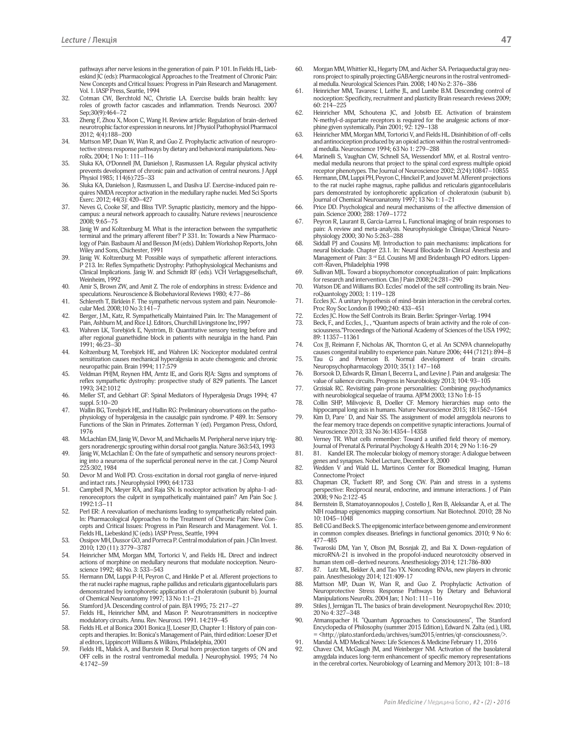pathways after nerve lesions in the generation of pain. P 101. In Fields HL, Liebeskind JC (eds): Pharmacological Approaches to the Treatment of Chronic Pain: New Concepts and Critical Issues: Progress in Pain Research and Management. Vol. 1. IASP Press, Seattle, 1994

32. Cotman CW, Berchtold NC, Christie LA. Exercise builds brain health: key roles of growth factor cascades and inflammation. Trends Neurosci. 2007 Sep;30(9):464–72
33. Zheng F, Zhou X, Moon C, Wang H. Review article: Regulation of brain-derived neurotrophic factor expression in neurons. Int J Physiol Pathophysiol Pharmacol 2012; 4(4):188–200
34. Mattson MP, Duan W, Wan R, and Guo Z. Prophylactic activation of neuroprotective stress response pathways by dietary and behavioral manipulations. NeuroRx. 2004; 1 No 1: 111–116
35. Sluka KA, O'Donnell JM, Danielson J, Rasmussen LA. Regular physical activity prevents development of chronic pain and activation of central neurons. J Appl Physiol 1985; 114(6):725–33
36. Sluka KA, Danielson J, Rasmussen L, and Dasilva LF. Exercise-induced pain requires NMDA receptor activation in the medullary raphe nuclei. Med Sci Sports Exerc. 2012; 44(3): 420–427
37. Neves G, Cooke SF, and Bliss TVP. Synaptic plasticity, memory and the hippocampus: a neural network approach to causality. Nature reviews | neuroscience 2008; 9:65–75
38. Jänig W and Koltzenburg M. What is the interaction between the sympathetic terminal and the primary afferent fiber? P 331. In: Towards a New Pharmacology of Pain. Basbaum AI and Besson JM (eds). Dahlem Workshop Reports, John Wiley and Sons, Chichester, 1991
39. Jänig W. Koltzenburg M: Possible ways of sympathetic afferent interactions. P 213. In: Reflex Sympathetic Dystrophy: Pathophysiological Mechanisms and Clinical Implications. Jänig W. and Schmidt RF (eds). VCH Verlagsgesellschaft, Weinheim, 1992
40. Amir S, Brown ZW, and Amit Z. The role of endorphins in stress: Evidence and speculations. Neuroscience & Biobehavioral Reviews 1980; 4:77–86
41. Schlereth T, Birklein F. The sympathetic nervous system and pain. Neuromolecular Med. 2008;10 No 3:141–7
42. Berger, J.M., Katz, R. Sympathetically Maintained Pain. In: The Management of Pain, Ashburn M, and Rice LJ. Editors, Churchill Livingstone Inc,1997
43. Wahren LK, Torebjörk E, Nyström, B: Quantitative sensory testing before and after regional guanethidine block in patients with neuralgia in the hand. Pain 1991; 46:23–30
44. Koltzenburg M, Torebjörk HE, and Wahren LK: Nociceptor modulated central sensitization causes mechanical hyperalgesia in acute chemogenic and chronic neuropathic pain. Brain 1994; 117:579
45. Veldman PHJM, Reynen HM, Arntz IE, and Goris RJA: Signs and symptoms of reflex sympathetic dystrophy: prospective study of 829 patients. The Lancet 1993; 342:1012
46. Meller ST, and Gebhart GF: Spinal Mediators of Hyperalgesia Drugs 1994; 47 suppl. 5:10–20
47. Wallin BG, Torebjörk HE, and Hallin RG: Preliminary observations on the pathophysiology of hyperalgesia in the causalgic pain syndrome. P 489. In: Sensory Functions of the Skin in Primates. Zotterman Y (ed). Pergamon Press, Oxford, 1976
48. McLachlan EM, Jänig W, Devor M, and Michaelis M. Peripheral nerve injury triggers noradrenergic sprouting within dorsal root ganglia. Nature 363:543, 1993
49. Jänig W, McLachlan E: On the fate of sympathetic and sensory neurons projecting into a neuroma of the superficial peroneal nerve in the cat. J Comp Neurol 225:302, 1984
50. Devor M and Woll PD. Cross-excitation in dorsal root ganglia of nerve-injured and intact rats. J Neurophysiol 1990; 64:1733
51. Campbell JN, Meyer RA, and Raja SN. Is nociceptor activation by alpha-1-adrenoreceptors the culprit in sympathetically maintained pain? Am Pain Soc J. 1992:1:3–11
52. Perl ER: A reevaluation of mechanisms leading to sympathetically related pain. In: Pharmacological Approaches to the Treatment of Chronic Pain: New Concepts and Critical Issues: Progress in Pain Research and Management. Vol. 1. Fields HL, Liebeskind JC (eds). IASP Press, Seattle, 1994
53. Ossipov MH, Dussor GO, and Porreca F. Central modulation of pain. J Clin Invest. 2010; 120 (11): 3779–3787
54. Heinricher MM, Morgan MM, Tortorici V, and Fields HL. Direct and indirect actions of morphine on medullary neurons that modulate nociception. Neuroscience 1992; 48 No. 3: 533–543
55. Hermann DM, Luppi P-H, Peyron C, and Hinkle P et al. Afferent projections to the rat nuclei raphe magnus, raphe pallidus and reticularis gigantocellularis pars demonstrated by iontophoretic application of choleratoxin (subunit b). Journal of Chemical Neuroanatomy 1997; 13 No 1:1–21
56. Stamford JA. Descending control of pain. BJA 1995; 75: 217–27
57. Fields HL, Heinricher MM, and Mason P. Neurotransmitters in nociceptive modulatory circuits. Annu. Rev. Neurosci. 1991. 14:219–45
58. Fields HL et al Bonica 2001 Bonica JJ, Loeser JD, Chapter 1: History of pain concepts and therapies. In: Bonica's Management of Pain, third edition: Loeser JD et al editors, Lippincott Williams & Wilkins, Philadelphia, 2001
59. Fields HL, Malick A, and Burstein R. Dorsal horn projection targets of ON and OFF cells in the rostral ventromedial medulla. J Neurophysiol. 1995; 74 No 4:1742–59
60. Morgan MM, Whittier KL, Hegarty DM, and Aicher SA. Periaqueductal gray neurons project to spinally projecting GABAergic neurons in the rostral ventromedial medulla. Neurological Sciences Pain. 2008; 140 No 2: 376–386
61. Heinricher MM, Tavaresc I, Leithe JL, and Lumbe B.M. Descending control of nociception: Specificity, recruitment and plasticity Brain research reviews 2009; 60: 214–225
62. Heinricher MM, Schoutena JC, and Jobstb EE. Activation of brainstem N-methyl-d-aspartate receptors is required for the analgesic actions of morphine given systemically. Pain 2001; 92: 129–138
63. Heinricher MM, Morgan MM, Tortorici V, and Fields HL. Disinhibition of off-cells and antinociception produced by an opioid action within the rostral ventromedial medulla. Neuroscience 1994; 63 No 1: 279–288
64. Marinelli S, Vaughan CW, Schnell SA, Wessendorf MW, et al. Rostral ventromedial medulla neurons that project to the spinal cord express multiple opioid receptor phenotypes. The Journal of Neuroscience 2002; 2(24):10847–10855
65. Hermann, DM, Luppi PH, Peyron C, Hinckel P, and Jouvet M. Afferent projections to the rat nuclei raphe magnus, raphe pallidus and reticularis gigantocellularis pars demonstrated by iontophoretic application of choleratoxin (subunit b). Journal of Chemical Neuroanatomy 1997; 13 No 1: 1–21
66. Price DD. Psychological and neural mechanisms of the affective dimension of pain. Science 2000; 288: 1769–1772
67. Peyron R, Laurant B, Garcia-Larrea L. Functional imaging of brain responses to pain: A review and meta-analysis. Neurophysiologie Clinique/Clinical Neurophysiology 2000; 30 No 5:263–288
68. Siddall PJ and Cousins MJ. Introduction to pain mechanisms: implications for neural blockade. Chapter 23.1. In: Neural Blockade In Clinical Anesthesia and Management of Pain: 3 rd Ed. Cousins MJ and Bridenbaugh PO editors. Lippencott-Raven, Philadelphia 1998
69. Sullivan MJL. Toward a biopsychomotor conceptualization of pain: Implications for research and intervention. Clin J Pain 2008;24:281–290
70. Watson DE and Williams BO. Eccles' model of the self controlling its brain. NeuroQuantology 2003; 1: 119–128
71. Eccles JC. A unitary hypothesis of mind-brain interaction in the cerebral cortex. Proc Roy Soc London B 1990;240: 433–451
72. Eccles JC. How the Self Controls its Brain. Berlin: Springer-Verlag. 1994
73. Beck, F., and Eccles, J., , "Quantum aspects of brain activity and the role of consciousness."Proceedings of the National Academy of Sciences of the USA 1992; 89: 11357–11361
74. Cox JJ, Reimann F, Nicholas AK, Thornton G, et al. An SCN9A channelopathy causes congenital inability to experience pain. Nature 2006; 444 (7121): 894–8
75. Tau G and Peterson B. Normal development of brain circuits. Neuropsychopharmacology 2010; 35(1): 147–168
76. Borsook D, Edwards R, Elman I, Becerra L, and Levine J. Pain and analgesia: The value of salience circuits. Progress in Neurobiology 2013; 104: 93–105
77. Grzisiak RC. Revisiting pain-prone personalities: Combining psychodynamics with neurobiological sequelae of trauma. AJPM 2003; 13 No 1:6-15
78. Collin SHP, Milivojevic B, Doeller CF. Memory hierarchies map onto the hippocampal long axis in humans. Nature Neuroscience 2015; 18:1562–1564
79. Kim D, Pare´ D, and Nair SS. The assignment of model amygdala neurons to the fear memory trace depends on competitive synaptic interactions. Journal of Neuroscience 2013; 33 No 36:14354–14358
80. Verney TR. What cells remember: Toward a unified field theory of memory. Journal of Prenatal & Perinatal Psychology & Health 2014; 29 No 1:16-29
81. 81. Kandel ER. The molecular biology of memory storage: A dialogue between genes and synapses. Nobel Lecture, December 8, 2000
82. Wedden V and Wald LL. Martinos Center for Biomedical Imaging, Human Connectome Project
83. Chapman CR, Tuckett RP, and Song CW. Pain and stress in a systems perspective: Reciprocal neural, endocrine, and immune interactions. J of Pain 2008; 9 No 2:122-45
84. Bernstein B, Stamatoyannopoulos J, Costello J, Ren B, Aleksandar A, et al. The NIH roadmap epigenomics mapping consortium. Nat Biotechnol. 2010; 28 No 10: 1045–1048
85. Bell CG and Beck S. The epigenomic interface between genome and environment in common complex diseases. Briefings in functional genomics. 2010; 9 No 6: 477–485
86. Twaroski DM, Yan Y, Olson JM, Bosnjak ZJ, and Bai X. Down-regulation of microRNA-21 is involved in the propofol-induced neurotoxicity observed in human stem cell–derived neurons. Anesthesiology 2014; 121:786-800
87. 87. Lutz ML, Bekker A, and Tao YX. Noncoding RNAs, new players in chronic pain. Anesthesiology 2014; 121:409-17
88. Mattson MP, Duan W, Wan R, and Guo Z. Prophylactic Activation of Neuroprotective Stress Response Pathways by Dietary and Behavioral Manipulations NeuroRx. 2004 Jan; 1 No1: 111–116
89. Stiles J, Jernigan TL. The basics of brain development. Neuropsychol Rev. 2010; 20 No 4: 327–348
90. Atmanspacher H. "Quantum Approaches to Consciousness", The Stanford Encyclopedia of Philosophy (summer 2015 Edition), Edward N. Zalta (ed.), URL = <http://plato.stanford.edu/archives/sum2015/entries/qt-consciousness/>.
91. Mandal A. MD Medical News: Life Sciences & Medicine February 11, 2016
92. Chavez CM, McGaugh JM, and Weinberger NM. Activation of the basolateral amygdala induces long-term enhancement of specific memory representations in the cerebral cortex. Neurobiology of Learning and Memory 2013; 101: 8–18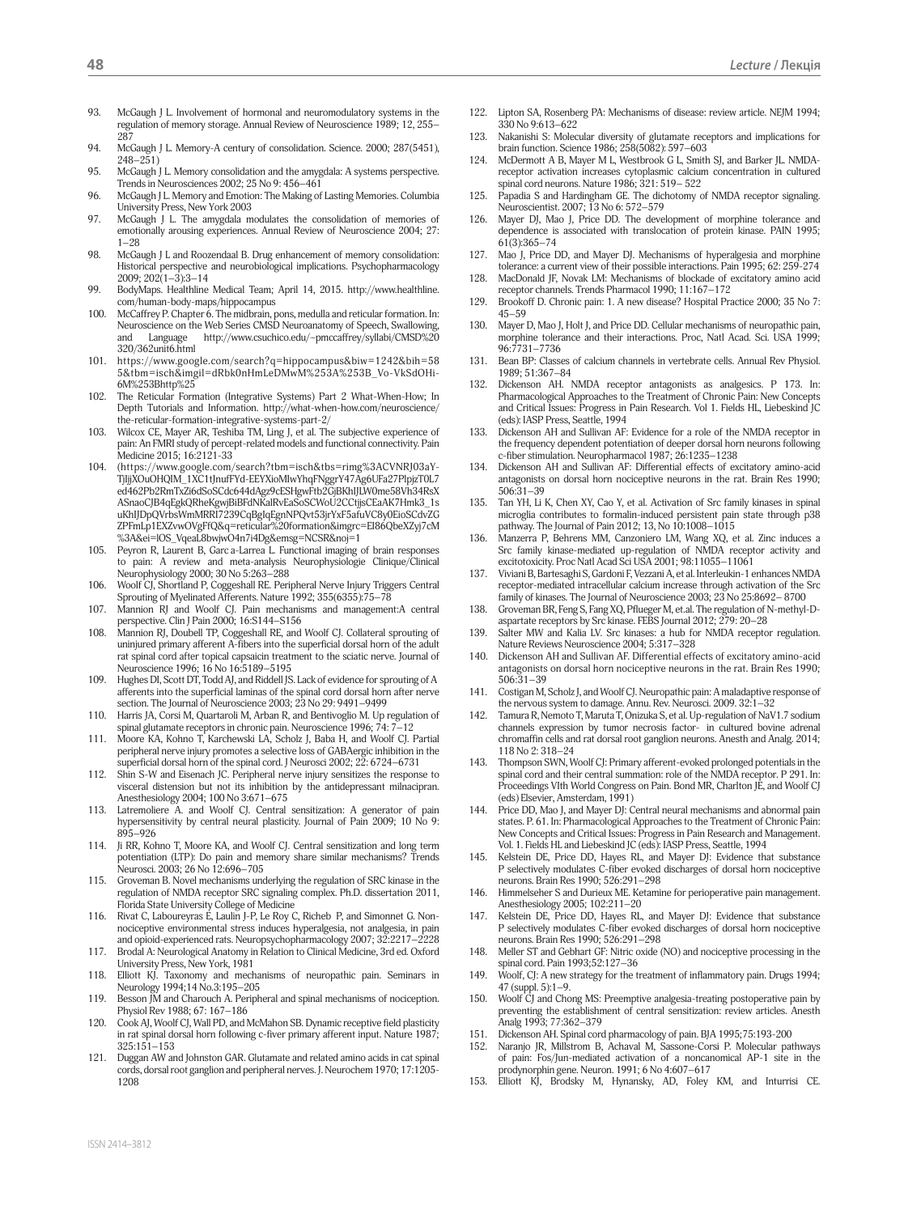93. McGaugh J L. Involvement of hormonal and neuromodulatory systems in the regulation of memory storage. Annual Review of Neuroscience 1989; 12, 255–287
94. McGaugh J L. Memory-A century of consolidation. Science. 2000; 287(5451), 248–251)
95. McGaugh J L. Memory consolidation and the amygdala: A systems perspective. Trends in Neurosciences 2002; 25 No 9: 456–461
96. McGaugh J L. Memory and Emotion: The Making of Lasting Memories. Columbia University Press, New York 2003
97. McGaugh J L. The amygdala modulates the consolidation of memories of emotionally arousing experiences. Annual Review of Neuroscience 2004; 27: 1–28
98. McGaugh J L and Roozendaal B. Drug enhancement of memory consolidation: Historical perspective and neurobiological implications. Psychopharmacology 2009; 202(1–3):3–14
99. BodyMaps. Healthline Medical Team; April 14, 2015. http://www.healthline.com/human-body-maps/hippocampus
100. McCaffrey P. Chapter 6. The midbrain, pons, medulla and reticular formation. In: Neuroscience on the Web Series CMSD Neuroanatomy of Speech, Swallowing, and Language http://www.csuchico.edu/~pmccaffrey/syllabi/CMSD%20320/362unit6.html
101. https://www.google.com/search?q=hippocampus&biw=1242&bih=585&tbm=isch&imgil=dRbk0nHmLeDMwM%253A%253B_Vo-VkSdOHi-6M%253Bhttp%25
102. The Reticular Formation (Integrative Systems) Part 2 What-When-How; In Depth Tutorials and Information. http://what-when-how.com/neuroscience/the-reticular-formation-integrative-systems-part-2/
103. Wilcox CE, Mayer AR, Teshiba TM, Ling J, et al. The subjective experience of pain: An FMRI study of percept-related models and functional connectivity. Pain Medicine 2015; 16:2121-33
104. (https://www.google.com/search?tbm=isch&tbs=rimg%3ACVNRJ03aY-TjIljXOuOHQIM_1XC1tJnufFYd-EEYXioMIwYhqFNggrY47Ag6UFa27PlpjzT0L7ed462Pb2RmTxZi6dSoSCdc644dAgz9cESHgwFtb2GjBKhIJLW0me58Vh34RsXASnaoCJB4qEgkQRheKgwjBiBFdNKalRvEaSoSCWoU2CCtjjsCEaAK7Hmk3_1suKhIJDpQVrbsWmMRRI7239CqBgIqEgnNPQvt53jrYxF5afuVC8y0EioSCdvZGZPFmLp1EXZvwOVgFfQ&q=reticular%20formation&imgrc=EI86QbeXZyj7cM%3A&ei=lOS_VqeaL8bwjwO4n7i4Dg&emsg=NCSR&noj=1
105. Peyron R, Laurent B, Garc a-Larrea L. Functional imaging of brain responses to pain: A review and meta-analysis Neurophysiologie Clinique/Clinical Neurophysiology 2000; 30 No 5:263–288
106. Woolf CJ, Shortland P, Coggeshall RE. Peripheral Nerve Injury Triggers Central Sprouting of Myelinated Afferents. Nature 1992; 355(6355):75–78
107. Mannion RJ and Woolf CJ. Pain mechanisms and management:A central perspective. Clin J Pain 2000; 16:S144–S156
108. Mannion RJ, Doubell TP, Coggeshall RE, and Woolf CJ. Collateral sprouting of uninjured primary afferent A-fibers into the superficial dorsal horn of the adult rat spinal cord after topical capsaicin treatment to the sciatic nerve. Journal of Neuroscience 1996; 16 No 16:5189–5195
109. Hughes DI, Scott DT, Todd AJ, and Riddell JS. Lack of evidence for sprouting of A afferents into the superficial laminas of the spinal cord dorsal horn after nerve section. The Journal of Neuroscience 2003; 23 No 29: 9491–9499
110. Harris JA, Corsi M, Quartaroli M, Arban R, and Bentivoglio M. Up regulation of spinal glutamate receptors in chronic pain. Neuroscience 1996; 74: 7–12
111. Moore KA, Kohno T, Karchewski LA, Scholz J, Baba H, and Woolf CJ. Partial peripheral nerve injury promotes a selective loss of GABAergic inhibition in the superficial dorsal horn of the spinal cord. J Neurosci 2002; 22: 6724–6731
112. Shin S-W and Eisenach JC. Peripheral nerve injury sensitizes the response to visceral distension but not its inhibition by the antidepressant milnacipran. Anesthesiology 2004; 100 No 3:671–675
113. Latremoliere A. and Woolf CJ. Central sensitization: A generator of pain hypersensitivity by central neural plasticity. Journal of Pain 2009; 10 No 9: 895–926
114. Ji RR, Kohno T, Moore KA, and Woolf CJ. Central sensitization and long term potentiation (LTP): Do pain and memory share similar mechanisms? Trends Neurosci. 2003; 26 No 12:696–705
115. Groveman B. Novel mechanisms underlying the regulation of SRC kinase in the regulation of NMDA receptor SRC signaling complex. Ph.D. dissertation 2011, Florida State University College of Medicine
116. Rivat C, Laboureyras E, Laulin J-P, Le Roy C, Richeb P, and Simonnet G. Non-nociceptive environmental stress induces hyperalgesia, not analgesia, in pain and opioid-experienced rats. Neuropsychopharmacology 2007; 32:2217–2228
117. Brodal A: Neurological Anatomy in Relation to Clinical Medicine, 3rd ed. Oxford University Press, New York, 1981
118. Elliott KJ. Taxonomy and mechanisms of neuropathic pain. Seminars in Neurology 1994;14 No.3:195–205
119. Besson JM and Charouch A. Peripheral and spinal mechanisms of nociception. Physiol Rev 1988; 67: 167–186
120. Cook AJ, Woolf CJ, Wall PD, and McMahon SB. Dynamic receptive field plasticity in rat spinal dorsal horn following c-fiver primary afferent input. Nature 1987; 325:151–153
121. Duggan AW and Johnston GAR. Glutamate and related amino acids in cat spinal cords, dorsal root ganglion and peripheral nerves. J. Neurochem 1970; 17:1205-1208
122. Lipton SA, Rosenberg PA: Mechanisms of disease: review article. NEJM 1994; 330 No 9:613–622
123. Nakanishi S: Molecular diversity of glutamate receptors and implications for brain function. Science 1986; 258(5082): 597–603
124. McDermott A B, Mayer M L, Westbrook G L, Smith SJ, and Barker JL. NMDA-receptor activation increases cytoplasmic calcium concentration in cultured spinal cord neurons. Nature 1986; 321: 519– 522
125. Papadia S and Hardingham GE. The dichotomy of NMDA receptor signaling. Neuroscientist. 2007; 13 No 6: 572–579
126. Mayer DJ, Mao J, Price DD. The development of morphine tolerance and dependence is associated with translocation of protein kinase. PAIN 1995; 61(3):365–74
127. Mao J, Price DD, and Mayer DJ. Mechanisms of hyperalgesia and morphine tolerance: a current view of their possible interactions. Pain 1995; 62: 259-274
128. MacDonald JF, Novak LM: Mechanisms of blockade of excitatory amino acid receptor channels. Trends Pharmacol 1990; 11:167–172
129. Brookoff D. Chronic pain: 1. A new disease? Hospital Practice 2000; 35 No 7: 45–59
130. Mayer D, Mao J, Holt J, and Price DD. Cellular mechanisms of neuropathic pain, morphine tolerance and their interactions. Proc, Natl Acad. Sci. USA 1999; 96:7731–7736
131. Bean BP: Classes of calcium channels in vertebrate cells. Annual Rev Physiol. 1989; 51:367–84
132. Dickenson AH. NMDA receptor antagonists as analgesics. P 173. In: Pharmacological Approaches to the Treatment of Chronic Pain: New Concepts and Critical Issues: Progress in Pain Research. Vol 1. Fields HL, Liebeskind JC (eds): IASP Press, Seattle, 1994
133. Dickenson AH and Sullivan AF: Evidence for a role of the NMDA receptor in the frequency dependent potentiation of deeper dorsal horn neurons following c-fiber stimulation. Neuropharmacol 1987; 26:1235–1238
134. Dickenson AH and Sullivan AF: Differential effects of excitatory amino-acid antagonists on dorsal horn nociceptive neurons in the rat. Brain Res 1990; 506:31–39
135. Tan YH, Li K, Chen XY, Cao Y, et al. Activation of Src family kinases in spinal microglia contributes to formalin-induced persistent pain state through p38 pathway. The Journal of Pain 2012; 13, No 10:1008–1015
136. Manzerra P, Behrens MM, Canzoniero LM, Wang XQ, et al. Zinc induces a Src family kinase-mediated up-regulation of NMDA receptor activity and excitotoxicity. Proc Natl Acad Sci USA 2001; 98:11055–11061
137. Viviani B, Bartesaghi S, Gardoni F, Vezzani A, et al. Interleukin-1 enhances NMDA receptor-mediated intracellular calcium increase through activation of the Src family of kinases. The Journal of Neuroscience 2003; 23 No 25:8692– 8700
138. Groveman BR, Feng S, Fang XQ, Pflueger M, et.al. The regulation of N-methyl-D-aspartate receptors by Src kinase. FEBS Journal 2012; 279: 20–28
139. Salter MW and Kalia LV. Src kinases: a hub for NMDA receptor regulation. Nature Reviews Neuroscience 2004; 5:317–328
140. Dickenson AH and Sullivan AF. Differential effects of excitatory amino-acid antagonists on dorsal horn nociceptive neurons in the rat. Brain Res 1990; 506:31–39
141. Costigan M, Scholz J, and Woolf CJ. Neuropathic pain: A maladaptive response of the nervous system to damage. Annu. Rev. Neurosci. 2009. 32:1–32
142. Tamura R, Nemoto T, Maruta T, Onizuka S, et al. Up-regulation of NaV1.7 sodium channels expression by tumor necrosis factor- in cultured bovine adrenal chromaffin cells and rat dorsal root ganglion neurons. Anesth and Analg. 2014; 118 No 2: 318–24
143. Thompson SWN, Woolf CJ: Primary afferent-evoked prolonged potentials in the spinal cord and their central summation: role of the NMDA receptor. P 291. In: Proceedings VIth World Congress on Pain. Bond MR, Charlton JE, and Woolf CJ (eds) Elsevier, Amsterdam, 1991)
144. Price DD, Mao J, and Mayer DJ: Central neural mechanisms and abnormal pain states. P. 61. In: Pharmacological Approaches to the Treatment of Chronic Pain: New Concepts and Critical Issues: Progress in Pain Research and Management. Vol. 1. Fields HL and Liebeskind JC (eds): IASP Press, Seattle, 1994
145. Kelstein DE, Price DD, Hayes RL, and Mayer DJ: Evidence that substance P selectively modulates C-fiber evoked discharges of dorsal horn nociceptive neurons. Brain Res 1990; 526:291–298
146. Himmelseher S and Durieux ME. Ketamine for perioperative pain management. Anesthesiology 2005; 102:211–20
147. Kelstein DE, Price DD, Hayes RL, and Mayer DJ: Evidence that substance P selectively modulates C-fiber evoked discharges of dorsal horn nociceptive neurons. Brain Res 1990; 526:291–298
148. Meller ST and Gebhart GF: Nitric oxide (NO) and nociceptive processing in the spinal cord. Pain 1993;52:127–36
149. Woolf, CJ: A new strategy for the treatment of inflammatory pain. Drugs 1994; 47 (suppl. 5):1–9.
150. Woolf CJ and Chong MS: Preemptive analgesia-treating postoperative pain by preventing the establishment of central sensitization: review articles. Anesth Analg 1993; 77:362–379
151. Dickenson AH. Spinal cord pharmacology of pain. BJA 1995;75:193-200
152. Naranjo JR, Millstrom B, Achaval M, Sassone-Corsi P. Molecular pathways of pain: Fos/Jun-mediated activation of a noncanomical AP-1 site in the prodynorphin gene. Neuron. 1991; 6 No 4:607–617
153. Elliott KJ, Brodsky M, Hynansky, AD, Foley KM, and Inturrisi CE.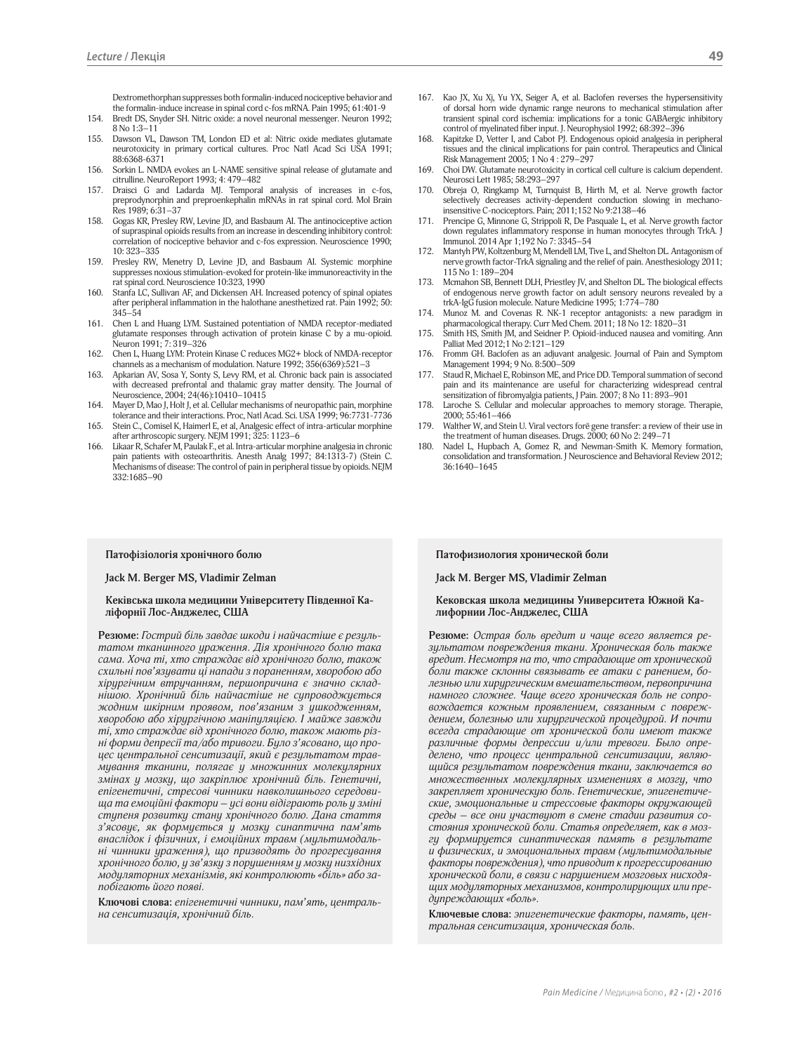Dextromethorphan suppresses both formalin-induced nociceptive behavior and the formalin-induce increase in spinal cord c-fos mRNA. Pain 1995; 61:401-9

154. Bredt DS, Snyder SH. Nitric oxide: a novel neuronal messenger. Neuron 1992; 8 No 1:3–11
155. Dawson VL, Dawson TM, London ED et al: Nitric oxide mediates glutamate neurotoxicity in primary cortical cultures. Proc Natl Acad Sci USA 1991; 88:6368-6371
156. Sorkin L. NMDA evokes an L-NAME sensitive spinal release of glutamate and citrulline. NeuroReport 1993; 4: 479–482
157. Draisci G and Ladarda MJ. Temporal analysis of increases in c-fos, preprodynorphin and preproenkephalin mRNAs in rat spinal cord. Mol Brain Res 1989; 6:31–37
158. Gogas KR, Presley RW, Levine JD, and Basbaum AI. The antinociceptive action of supraspinal opioids results from an increase in descending inhibitory control: correlation of nociceptive behavior and c-fos expression. Neuroscience 1990; 10: 323–335
159. Presley RW, Menetry D, Levine JD, and Basbaum AI. Systemic morphine suppresses noxious stimulation-evoked for protein-like immunoreactivity in the rat spinal cord. Neuroscience 10:323, 1990
160. Stanfa LC, Sullivan AF, and Dickensen AH. Increased potency of spinal opiates after peripheral inflammation in the halothane anesthetized rat. Pain 1992; 50: 345–54
161. Chen L and Huang LYM. Sustained potentiation of NMDA receptor-mediated glutamate responses through activation of protein kinase C by a mu-opioid. Neuron 1991; 7: 319–326
162. Chen L, Huang LYM: Protein Kinase C reduces MG2+ block of NMDA-receptor channels as a mechanism of modulation. Nature 1992; 356(6369):521–3
163. Apkarian AV, Sosa Y, Sonty S, Levy RM, et al. Chronic back pain is associated with decreased prefrontal and thalamic gray matter density. The Journal of Neuroscience, 2004; 24(46):10410–10415
164. Mayer D, Mao J, Holt J, et al. Cellular mechanisms of neuropathic pain, morphine tolerance and their interactions. Proc, Natl Acad. Sci. USA 1999; 96:7731-7736
165. Stein C., Comisel K, Haimerl E, et al, Analgesic effect of intra-articular morphine after arthroscopic surgery. NEJM 1991; 325: 1123–6
166. Likaar R, Schafer M, Paulak F., et al. Intra-articular morphine analgesia in chronic pain patients with osteoarthritis. Anesth Analg 1997; 84:1313-7) (Stein C. Mechanisms of disease: The control of pain in peripheral tissue by opioids. NEJM 332:1685–90
167. Kao JX, Xu Xj, Yu YX, Seiger A, et al. Baclofen reverses the hypersensitivity of dorsal horn wide dynamic range neurons to mechanical stimulation after transient spinal cord ischemia: implications for a tonic GABAergic inhibitory control of myelinated fiber input. J. Neurophysiol 1992; 68:392–396
168. Kapitzke D, Vetter I, and Cabot PJ. Endogenous opioid analgesia in peripheral tissues and the clinical implications for pain control. Therapeutics and Clinical Risk Management 2005; 1 No 4 : 279–297
169. Choi DW. Glutamate neurotoxicity in cortical cell culture is calcium dependent. Neurosci Lett 1985; 58:293–297
170. Obreja O, Ringkamp M, Turnquist B, Hirth M, et al. Nerve growth factor selectively decreases activity-dependent conduction slowing in mechano-insensitive C-nociceptors. Pain; 2011;152 No 9:2138–46
171. Prencipe G, Minnone G, Strippoli R, De Pasquale L, et al. Nerve growth factor down regulates inflammatory response in human monocytes through TrkA. J Immunol. 2014 Apr 1;192 No 7: 3345–54
172. Mantyh PW, Koltzenburg M, Mendell LM, Tive L, and Shelton DL. Antagonism of nerve growth factor-TrkA signaling and the relief of pain. Anesthesiology 2011; 115 No 1: 189–204
173. Mcmahon SB, Bennett DLH, Priestley JV, and Shelton DL. The biological effects of endogenous nerve growth factor on adult sensory neurons revealed by a trkA-IgG fusion molecule. Nature Medicine 1995; 1:774–780
174. Munoz M. and Covenas R. NK-1 receptor antagonists: a new paradigm in pharmacological therapy. Curr Med Chem. 2011; 18 No 12: 1820–31
175. Smith HS, Smith JM, and Seidner P. Opioid-induced nausea and vomiting. Ann Palliat Med 2012;1 No 2:121–129
176. Fromm GH. Baclofen as an adjuvant analgesic. Journal of Pain and Symptom Management 1994; 9 No. 8:500–509
177. Staud R, Michael E, Robinson ME, and Price DD. Temporal summation of second pain and its maintenance are useful for characterizing widespread central sensitization of fibromyalgia patients, J Pain. 2007; 8 No 11: 893–901
178. Laroche S. Cellular and molecular approaches to memory storage. Therapie, 2000; 55:461–466
179. Walther W, and Stein U. Viral vectors forë gene transfer: a review of their use in the treatment of human diseases. Drugs. 2000; 60 No 2: 249–71
180. Nadel L, Hupbach A, Gomez R, and Newman-Smith K. Memory formation, consolidation and transformation. J Neuroscience and Behavioral Review 2012; 36:1640–1645

**Патофізіологія хронічного болю**

**Jack M. Berger MS, Vladimir Zelman**

**Кеківська школа медицини Університету Південної Каліфорнії Лос-Анджелес, США**

**Резюме:** *Гострий біль завдає шкоди і найчастіше є результатом тканинного ураження. Дія хронічного болю така сама. Хоча ті, хто страждає від хронічного болю, також схильні пов'язувати ці напади з пораненням, хворобою або хірургічним втручанням, першопричина є значно складнішою. Хронічний біль найчастіше не супроводжується жодним шкірним проявом, пов'язаним з ушкодженням, хворобою або хірургічною маніпуляцією. І майже завжди ті, хто страждає від хронічного болю, також мають різні форми депресії та/або тривоги. Було з'ясовано, що процес центральної сенситизації, який є результатом травмування тканини, полягає у множинних молекулярних змінах у мозку, що закріплює хронічний біль. Генетичні, епігенетичні, стресові чинники навколишнього середовища та емоційні фактори – усі вони відіграють роль у зміні ступеня розвитку стану хронічного болю. Дана стаття з'ясовує, як формується у мозку синаптична пам'ять внаслідок і фізичних, і емоційних травм (мультимодальні чинники ураження), що призводять до прогресування хронічного болю, у зв'язку з порушенням у мозку низхідних модуляторних механізмів, які контролюють «біль» або запобігають його появі.*

**Ключові слова:** *епігенетичні чинники, пам'ять, центральна сенситизація, хронічний біль.*

**Патофизиология хронической боли**

**Jack M. Berger MS, Vladimir Zelman**

**Кековская школа медицины Университета Южной Калифорнии Лос-Анджелес, США**

**Резюме:** *Острая боль вредит и чаще всего является результатом повреждения ткани. Хроническая боль также вредит. Несмотря на то, что страдающие от хронической боли также склонны связывать ее атаки с ранением, болезнью или хирургическим вмешательством, первопричина намного сложнее. Чаще всего хроническая боль не сопровождается кожным проявлением, связанным с повреждением, болезнью или хирургической процедурой. И почти всегда страдающие от хронической боли имеют также различные формы депрессии и/или тревоги. Было определено, что процесс центральной сенситизации, являющийся результатом повреждения ткани, заключается во множественных молекулярных изменениях в мозгу, что закрепляет хроническую боль. Генетические, эпигенетические, эмоциональные и стрессовые факторы окружающей среды – все они участвуют в смене стадии развития состояния хронической боли. Статья определяет, как в мозгу формируется синаптическая память в результате и физических, и эмоциональных травм (мультимодальные факторы повреждения), что приводит к прогрессированию хронической боли, в связи с нарушением мозговых нисходящих модуляторных механизмов, контролирующих или предупреждающих «боль».*

**Ключевые слова:** *эпигенетические факторы, память, центральная сенситизация, хроническая боль.*